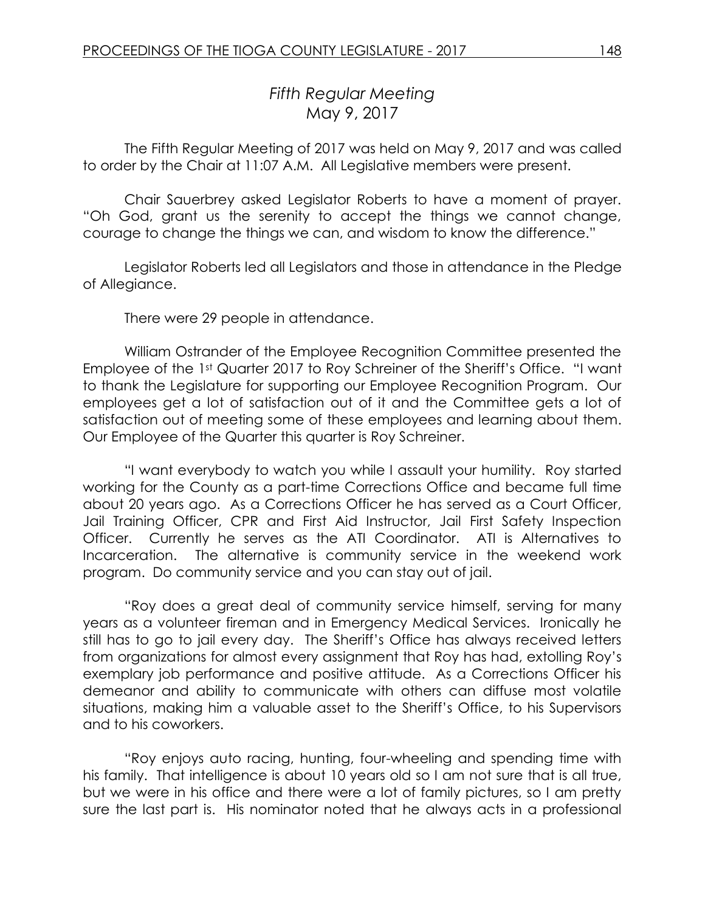# *Fifth Regular Meeting*
# *May 9, 2017*

The Fifth Regular Meeting of 2017 was held on May 9, 2017 and was called to order by the Chair at 11:07 A.M. All Legislative members were present.

Chair Sauerbrey asked Legislator Roberts to have a moment of prayer. "Oh God, grant us the serenity to accept the things we cannot change, courage to change the things we can, and wisdom to know the difference."

Legislator Roberts led all Legislators and those in attendance in the Pledge of Allegiance.

There were 29 people in attendance.

William Ostrander of the Employee Recognition Committee presented the Employee of the 1st Quarter 2017 to Roy Schreiner of the Sheriff's Office. "I want to thank the Legislature for supporting our Employee Recognition Program. Our employees get a lot of satisfaction out of it and the Committee gets a lot of satisfaction out of meeting some of these employees and learning about them. Our Employee of the Quarter this quarter is Roy Schreiner.

"I want everybody to watch you while I assault your humility. Roy started working for the County as a part-time Corrections Office and became full time about 20 years ago. As a Corrections Officer he has served as a Court Officer, Jail Training Officer, CPR and First Aid Instructor, Jail First Safety Inspection Officer. Currently he serves as the ATI Coordinator. ATI is Alternatives to Incarceration. The alternative is community service in the weekend work program. Do community service and you can stay out of jail.

"Roy does a great deal of community service himself, serving for many years as a volunteer fireman and in Emergency Medical Services. Ironically he still has to go to jail every day. The Sheriff's Office has always received letters from organizations for almost every assignment that Roy has had, extolling Roy's exemplary job performance and positive attitude. As a Corrections Officer his demeanor and ability to communicate with others can diffuse most volatile situations, making him a valuable asset to the Sheriff's Office, to his Supervisors and to his coworkers.

"Roy enjoys auto racing, hunting, four-wheeling and spending time with his family. That intelligence is about 10 years old so I am not sure that is all true, but we were in his office and there were a lot of family pictures, so I am pretty sure the last part is. His nominator noted that he always acts in a professional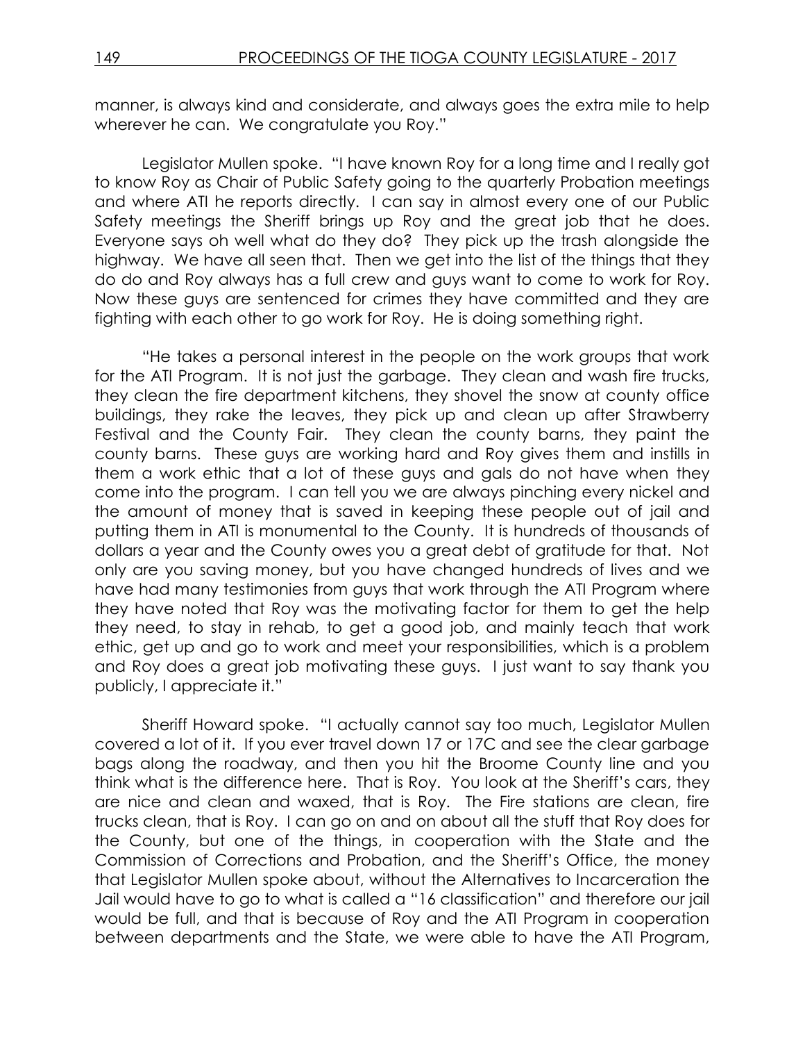manner, is always kind and considerate, and always goes the extra mile to help wherever he can. We congratulate you Roy."

Legislator Mullen spoke. "I have known Roy for a long time and I really got to know Roy as Chair of Public Safety going to the quarterly Probation meetings and where ATI he reports directly. I can say in almost every one of our Public Safety meetings the Sheriff brings up Roy and the great job that he does. Everyone says oh well what do they do? They pick up the trash alongside the highway. We have all seen that. Then we get into the list of the things that they do do and Roy always has a full crew and guys want to come to work for Roy. Now these guys are sentenced for crimes they have committed and they are fighting with each other to go work for Roy. He is doing something right.

"He takes a personal interest in the people on the work groups that work for the ATI Program. It is not just the garbage. They clean and wash fire trucks, they clean the fire department kitchens, they shovel the snow at county office buildings, they rake the leaves, they pick up and clean up after Strawberry Festival and the County Fair. They clean the county barns, they paint the county barns. These guys are working hard and Roy gives them and instills in them a work ethic that a lot of these guys and gals do not have when they come into the program. I can tell you we are always pinching every nickel and the amount of money that is saved in keeping these people out of jail and putting them in ATI is monumental to the County. It is hundreds of thousands of dollars a year and the County owes you a great debt of gratitude for that. Not only are you saving money, but you have changed hundreds of lives and we have had many testimonies from guys that work through the ATI Program where they have noted that Roy was the motivating factor for them to get the help they need, to stay in rehab, to get a good job, and mainly teach that work ethic, get up and go to work and meet your responsibilities, which is a problem and Roy does a great job motivating these guys. I just want to say thank you publicly, I appreciate it."

Sheriff Howard spoke. "I actually cannot say too much, Legislator Mullen covered a lot of it. If you ever travel down 17 or 17C and see the clear garbage bags along the roadway, and then you hit the Broome County line and you think what is the difference here. That is Roy. You look at the Sheriff's cars, they are nice and clean and waxed, that is Roy. The Fire stations are clean, fire trucks clean, that is Roy. I can go on and on about all the stuff that Roy does for the County, but one of the things, in cooperation with the State and the Commission of Corrections and Probation, and the Sheriff's Office, the money that Legislator Mullen spoke about, without the Alternatives to Incarceration the Jail would have to go to what is called a "16 classification" and therefore our jail would be full, and that is because of Roy and the ATI Program in cooperation between departments and the State, we were able to have the ATI Program,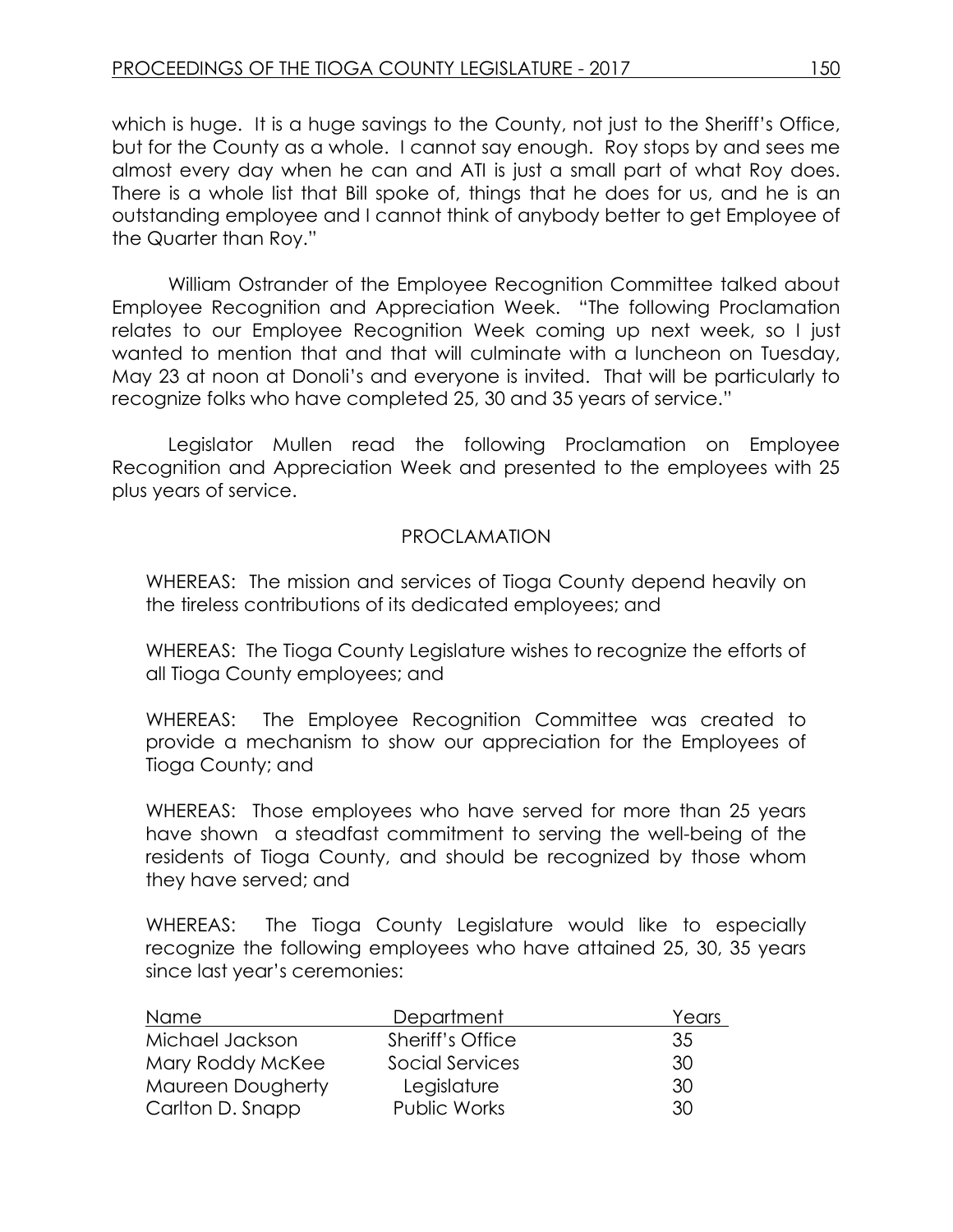which is huge. It is a huge savings to the County, not just to the Sheriff's Office, but for the County as a whole. I cannot say enough. Roy stops by and sees me almost every day when he can and ATI is just a small part of what Roy does. There is a whole list that Bill spoke of, things that he does for us, and he is an outstanding employee and I cannot think of anybody better to get Employee of the Quarter than Roy."

William Ostrander of the Employee Recognition Committee talked about Employee Recognition and Appreciation Week. "The following Proclamation relates to our Employee Recognition Week coming up next week, so I just wanted to mention that and that will culminate with a luncheon on Tuesday, May 23 at noon at Donoli's and everyone is invited. That will be particularly to recognize folks who have completed 25, 30 and 35 years of service."

Legislator Mullen read the following Proclamation on Employee Recognition and Appreciation Week and presented to the employees with 25 plus years of service.

PROCLAMATION

WHEREAS: The mission and services of Tioga County depend heavily on the tireless contributions of its dedicated employees; and

WHEREAS: The Tioga County Legislature wishes to recognize the efforts of all Tioga County employees; and

WHEREAS: The Employee Recognition Committee was created to provide a mechanism to show our appreciation for the Employees of Tioga County; and

WHEREAS: Those employees who have served for more than 25 years have shown a steadfast commitment to serving the well-being of the residents of Tioga County, and should be recognized by those whom they have served; and

WHEREAS: The Tioga County Legislature would like to especially recognize the following employees who have attained 25, 30, 35 years since last year's ceremonies:

| Name | Department | Years |
|---|---|---|
| Michael Jackson | Sheriff's Office | 35 |
| Mary Roddy McKee | Social Services | 30 |
| Maureen Dougherty | Legislature | 30 |
| Carlton D. Snapp | Public Works | 30 |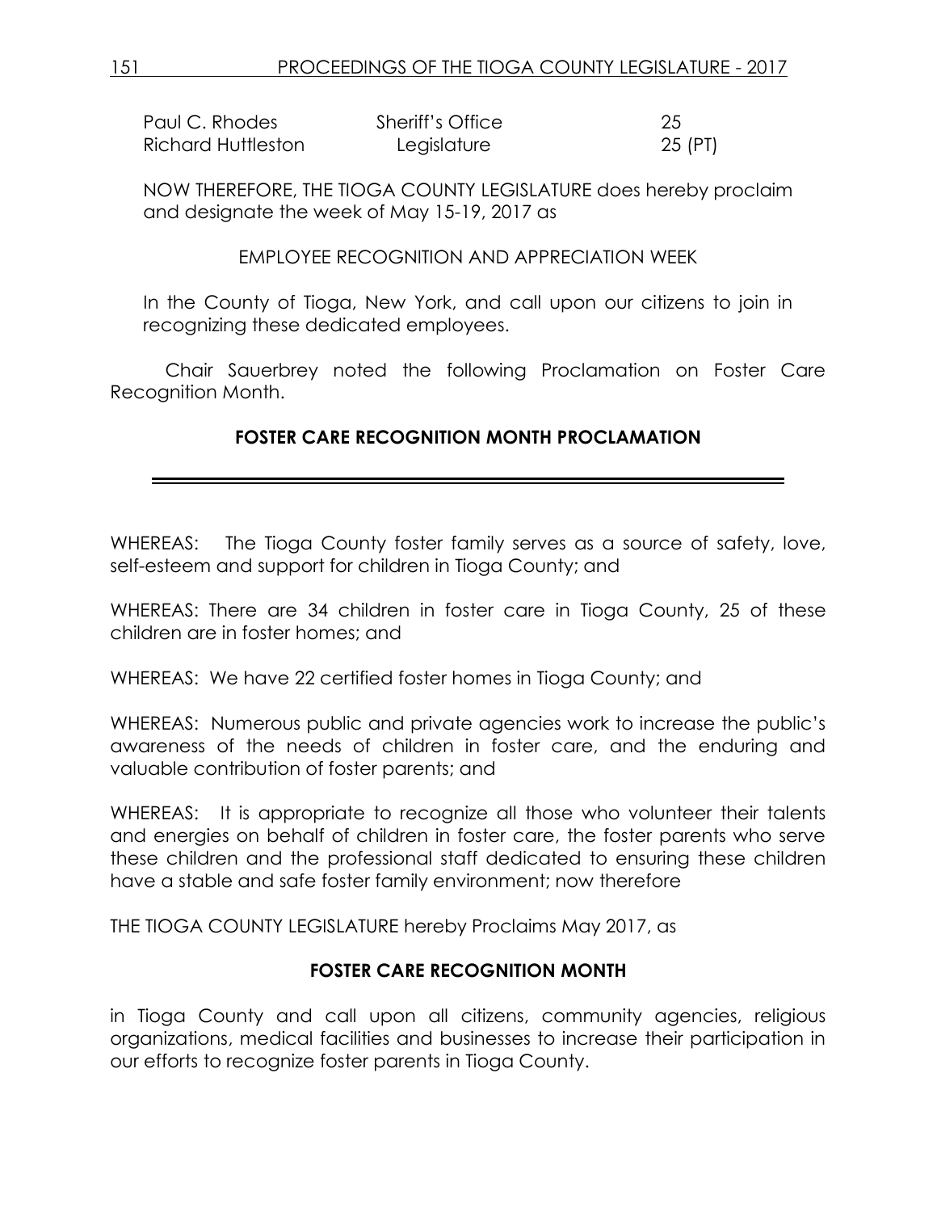| | | |
|---|---|---|
| Paul C. Rhodes | Sheriff's Office | 25 |
| Richard Huttleston | Legislature | 25 (PT) |

NOW THEREFORE, THE TIOGA COUNTY LEGISLATURE does hereby proclaim and designate the week of May 15-19, 2017 as

EMPLOYEE RECOGNITION AND APPRECIATION WEEK

In the County of Tioga, New York, and call upon our citizens to join in recognizing these dedicated employees.

Chair Sauerbrey noted the following Proclamation on Foster Care Recognition Month.

**FOSTER CARE RECOGNITION MONTH PROCLAMATION**

---

WHEREAS: The Tioga County foster family serves as a source of safety, love, self-esteem and support for children in Tioga County; and

WHEREAS: There are 34 children in foster care in Tioga County, 25 of these children are in foster homes; and

WHEREAS: We have 22 certified foster homes in Tioga County; and

WHEREAS: Numerous public and private agencies work to increase the public's awareness of the needs of children in foster care, and the enduring and valuable contribution of foster parents; and

WHEREAS: It is appropriate to recognize all those who volunteer their talents and energies on behalf of children in foster care, the foster parents who serve these children and the professional staff dedicated to ensuring these children have a stable and safe foster family environment; now therefore

THE TIOGA COUNTY LEGISLATURE hereby Proclaims May 2017, as

**FOSTER CARE RECOGNITION MONTH**

in Tioga County and call upon all citizens, community agencies, religious organizations, medical facilities and businesses to increase their participation in our efforts to recognize foster parents in Tioga County.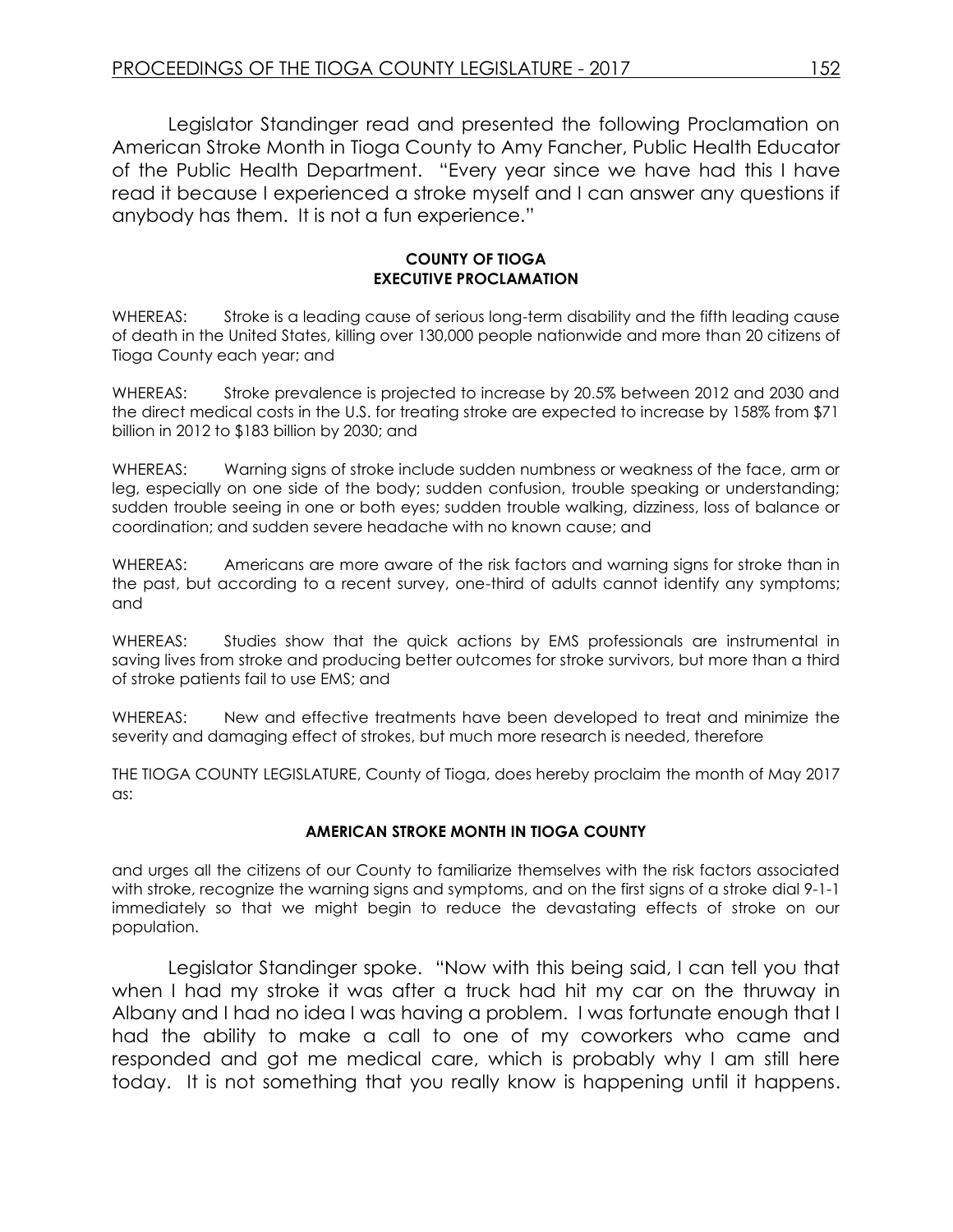Legislator Standinger read and presented the following Proclamation on American Stroke Month in Tioga County to Amy Fancher, Public Health Educator of the Public Health Department. "Every year since we have had this I have read it because I experienced a stroke myself and I can answer any questions if anybody has them. It is not a fun experience."

**COUNTY OF TIOGA**
**EXECUTIVE PROCLAMATION**

WHEREAS: Stroke is a leading cause of serious long-term disability and the fifth leading cause of death in the United States, killing over 130,000 people nationwide and more than 20 citizens of Tioga County each year; and

WHEREAS: Stroke prevalence is projected to increase by 20.5% between 2012 and 2030 and the direct medical costs in the U.S. for treating stroke are expected to increase by 158% from $71 billion in 2012 to $183 billion by 2030; and

WHEREAS: Warning signs of stroke include sudden numbness or weakness of the face, arm or leg, especially on one side of the body; sudden confusion, trouble speaking or understanding; sudden trouble seeing in one or both eyes; sudden trouble walking, dizziness, loss of balance or coordination; and sudden severe headache with no known cause; and

WHEREAS: Americans are more aware of the risk factors and warning signs for stroke than in the past, but according to a recent survey, one-third of adults cannot identify any symptoms; and

WHEREAS: Studies show that the quick actions by EMS professionals are instrumental in saving lives from stroke and producing better outcomes for stroke survivors, but more than a third of stroke patients fail to use EMS; and

WHEREAS: New and effective treatments have been developed to treat and minimize the severity and damaging effect of strokes, but much more research is needed, therefore

THE TIOGA COUNTY LEGISLATURE, County of Tioga, does hereby proclaim the month of May 2017 as:

**AMERICAN STROKE MONTH IN TIOGA COUNTY**

and urges all the citizens of our County to familiarize themselves with the risk factors associated with stroke, recognize the warning signs and symptoms, and on the first signs of a stroke dial 9-1-1 immediately so that we might begin to reduce the devastating effects of stroke on our population.

Legislator Standinger spoke. "Now with this being said, I can tell you that when I had my stroke it was after a truck had hit my car on the thruway in Albany and I had no idea I was having a problem. I was fortunate enough that I had the ability to make a call to one of my coworkers who came and responded and got me medical care, which is probably why I am still here today. It is not something that you really know is happening until it happens.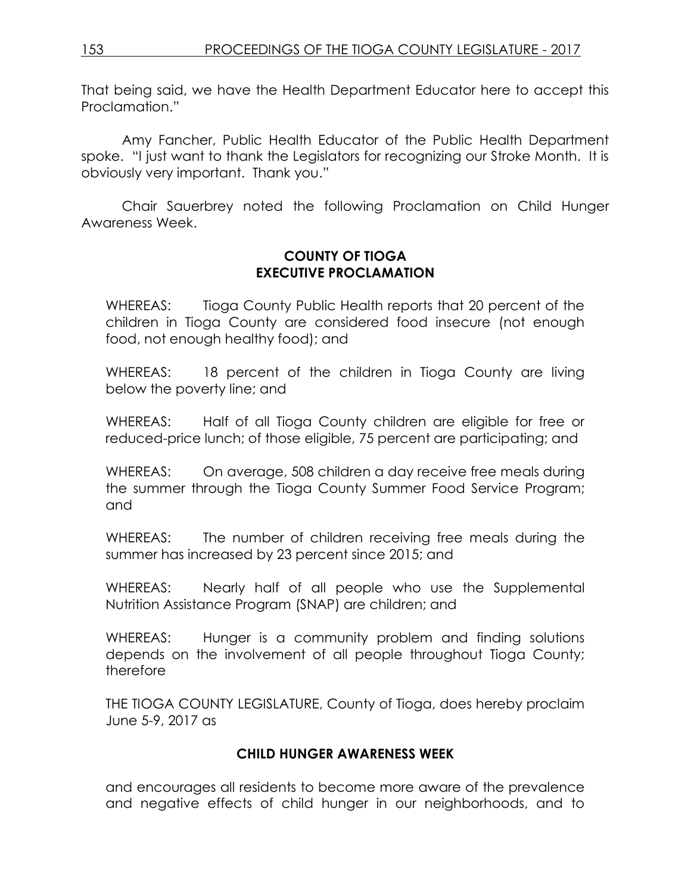That being said, we have the Health Department Educator here to accept this Proclamation."

Amy Fancher, Public Health Educator of the Public Health Department spoke. "I just want to thank the Legislators for recognizing our Stroke Month. It is obviously very important. Thank you."

Chair Sauerbrey noted the following Proclamation on Child Hunger Awareness Week.

**COUNTY OF TIOGA**
**EXECUTIVE PROCLAMATION**

WHEREAS: Tioga County Public Health reports that 20 percent of the children in Tioga County are considered food insecure (not enough food, not enough healthy food); and

WHEREAS: 18 percent of the children in Tioga County are living below the poverty line; and

WHEREAS: Half of all Tioga County children are eligible for free or reduced-price lunch; of those eligible, 75 percent are participating; and

WHEREAS: On average, 508 children a day receive free meals during the summer through the Tioga County Summer Food Service Program; and

WHEREAS: The number of children receiving free meals during the summer has increased by 23 percent since 2015; and

WHEREAS: Nearly half of all people who use the Supplemental Nutrition Assistance Program (SNAP) are children; and

WHEREAS: Hunger is a community problem and finding solutions depends on the involvement of all people throughout Tioga County; therefore

THE TIOGA COUNTY LEGISLATURE, County of Tioga, does hereby proclaim June 5-9, 2017 as

**CHILD HUNGER AWARENESS WEEK**

and encourages all residents to become more aware of the prevalence and negative effects of child hunger in our neighborhoods, and to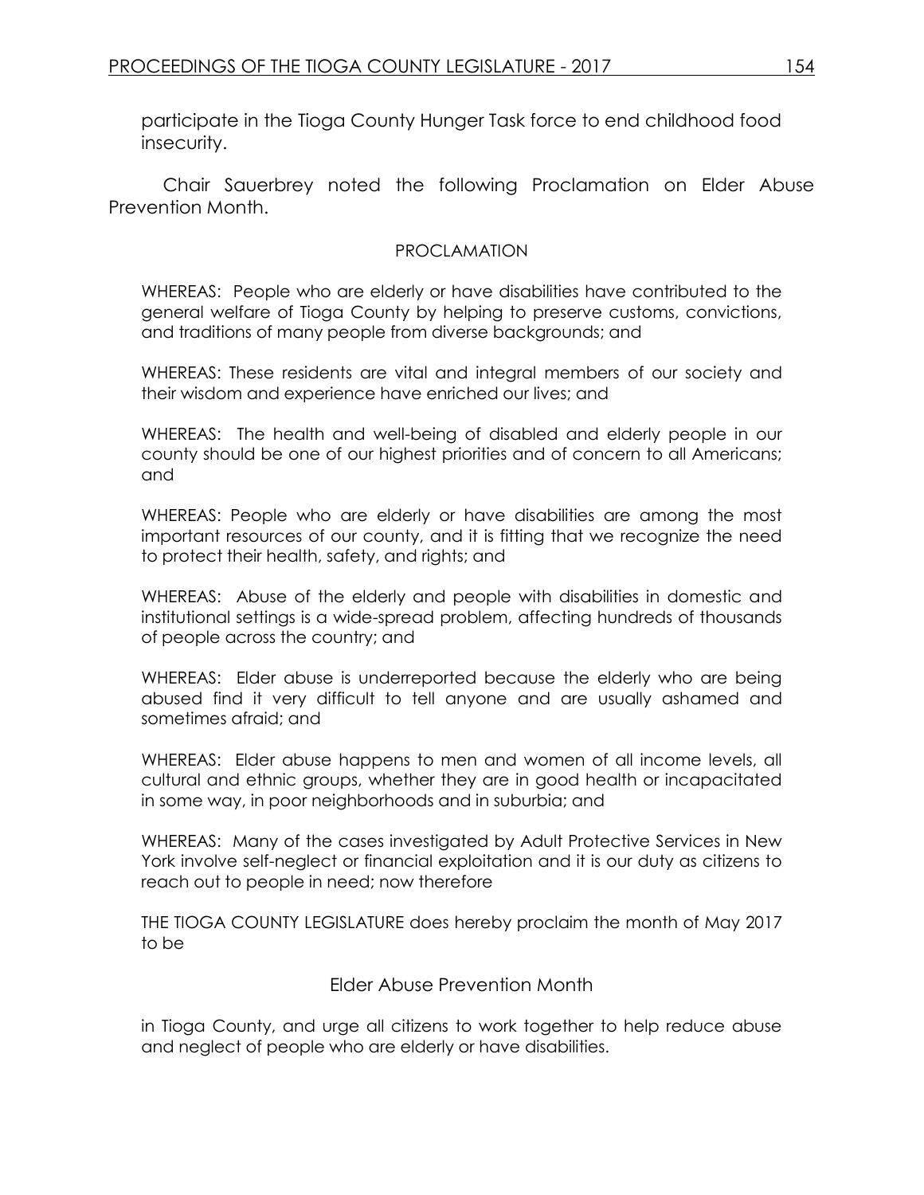participate in the Tioga County Hunger Task force to end childhood food insecurity.

Chair Sauerbrey noted the following Proclamation on Elder Abuse Prevention Month.

PROCLAMATION

WHEREAS: People who are elderly or have disabilities have contributed to the general welfare of Tioga County by helping to preserve customs, convictions, and traditions of many people from diverse backgrounds; and

WHEREAS: These residents are vital and integral members of our society and their wisdom and experience have enriched our lives; and

WHEREAS: The health and well-being of disabled and elderly people in our county should be one of our highest priorities and of concern to all Americans; and

WHEREAS: People who are elderly or have disabilities are among the most important resources of our county, and it is fitting that we recognize the need to protect their health, safety, and rights; and

WHEREAS: Abuse of the elderly and people with disabilities in domestic and institutional settings is a wide-spread problem, affecting hundreds of thousands of people across the country; and

WHEREAS: Elder abuse is underreported because the elderly who are being abused find it very difficult to tell anyone and are usually ashamed and sometimes afraid; and

WHEREAS: Elder abuse happens to men and women of all income levels, all cultural and ethnic groups, whether they are in good health or incapacitated in some way, in poor neighborhoods and in suburbia; and

WHEREAS: Many of the cases investigated by Adult Protective Services in New York involve self-neglect or financial exploitation and it is our duty as citizens to reach out to people in need; now therefore

THE TIOGA COUNTY LEGISLATURE does hereby proclaim the month of May 2017 to be

Elder Abuse Prevention Month

in Tioga County, and urge all citizens to work together to help reduce abuse and neglect of people who are elderly or have disabilities.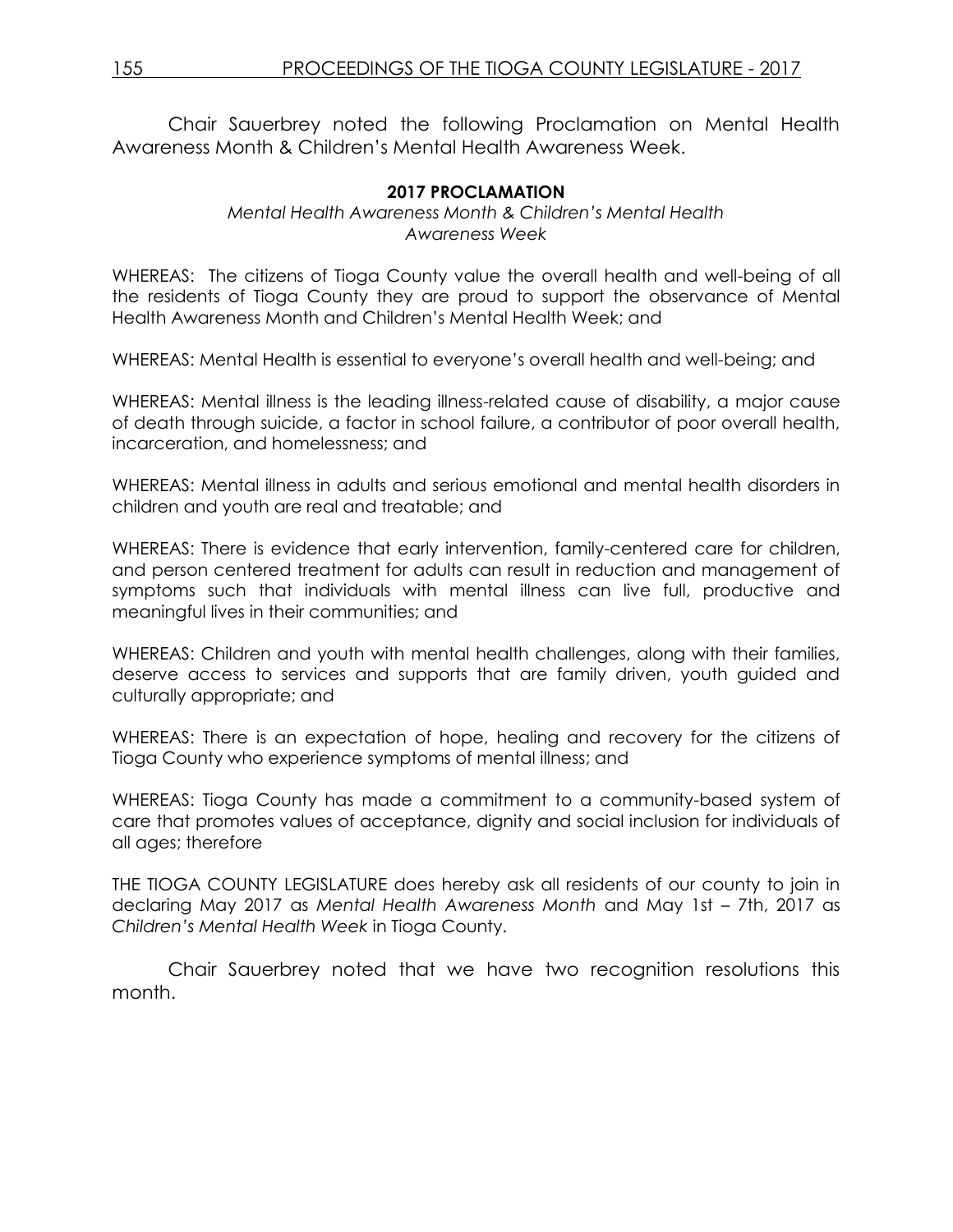Chair Sauerbrey noted the following Proclamation on Mental Health Awareness Month & Children's Mental Health Awareness Week.

**2017 PROCLAMATION**

*Mental Health Awareness Month & Children's Mental Health Awareness Week*

WHEREAS: The citizens of Tioga County value the overall health and well-being of all the residents of Tioga County they are proud to support the observance of Mental Health Awareness Month and Children's Mental Health Week; and

WHEREAS: Mental Health is essential to everyone's overall health and well-being; and

WHEREAS: Mental illness is the leading illness-related cause of disability, a major cause of death through suicide, a factor in school failure, a contributor of poor overall health, incarceration, and homelessness; and

WHEREAS: Mental illness in adults and serious emotional and mental health disorders in children and youth are real and treatable; and

WHEREAS: There is evidence that early intervention, family-centered care for children, and person centered treatment for adults can result in reduction and management of symptoms such that individuals with mental illness can live full, productive and meaningful lives in their communities; and

WHEREAS: Children and youth with mental health challenges, along with their families, deserve access to services and supports that are family driven, youth guided and culturally appropriate; and

WHEREAS: There is an expectation of hope, healing and recovery for the citizens of Tioga County who experience symptoms of mental illness; and

WHEREAS: Tioga County has made a commitment to a community-based system of care that promotes values of acceptance, dignity and social inclusion for individuals of all ages; therefore

THE TIOGA COUNTY LEGISLATURE does hereby ask all residents of our county to join in declaring May 2017 as *Mental Health Awareness Month* and May 1st – 7th, 2017 as *Children's Mental Health Week* in Tioga County.

Chair Sauerbrey noted that we have two recognition resolutions this month.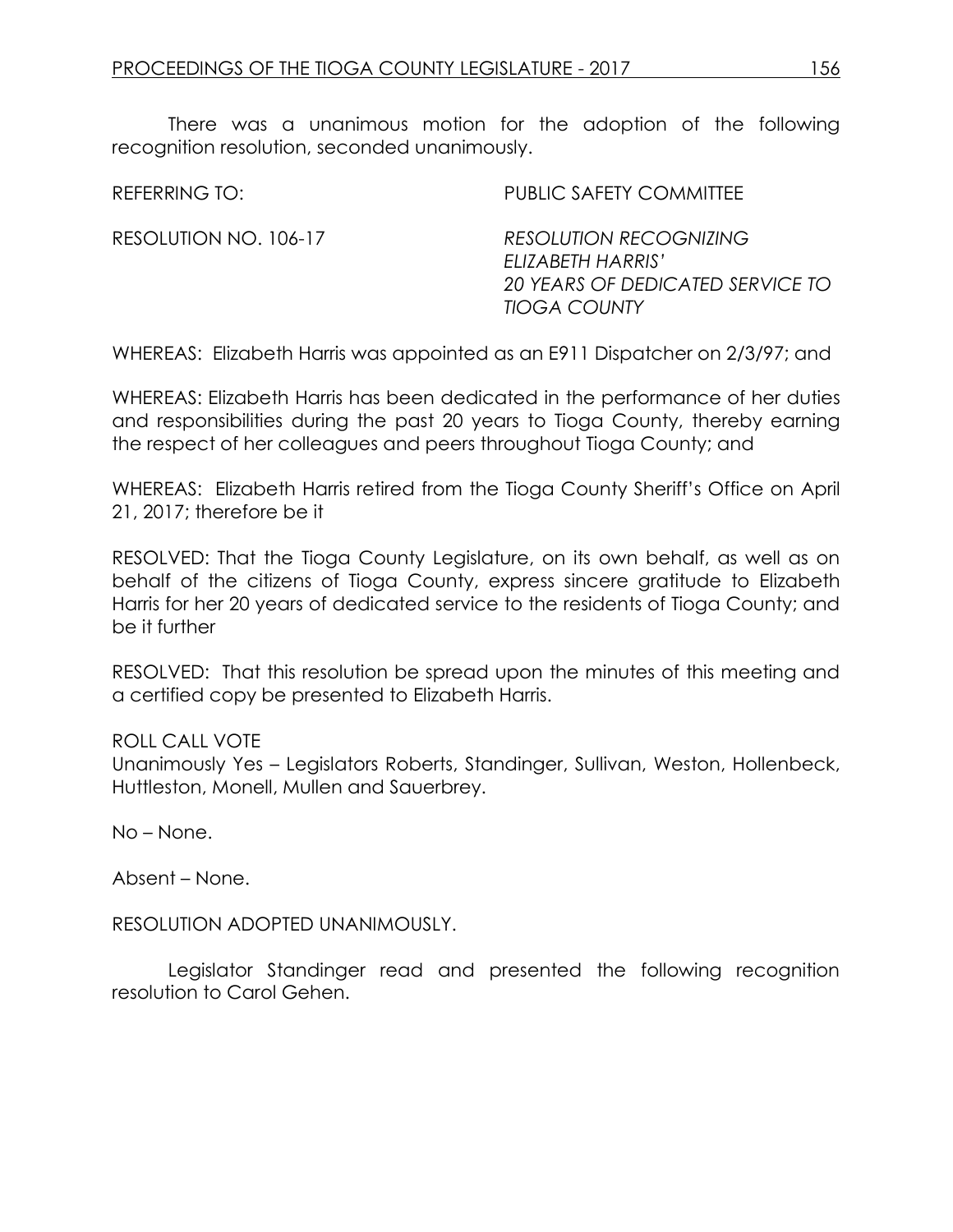There was a unanimous motion for the adoption of the following recognition resolution, seconded unanimously.

REFERRING TO: PUBLIC SAFETY COMMITTEE

RESOLUTION NO. 106-17 *RESOLUTION RECOGNIZING ELIZABETH HARRIS' 20 YEARS OF DEDICATED SERVICE TO TIOGA COUNTY*

WHEREAS: Elizabeth Harris was appointed as an E911 Dispatcher on 2/3/97; and

WHEREAS: Elizabeth Harris has been dedicated in the performance of her duties and responsibilities during the past 20 years to Tioga County, thereby earning the respect of her colleagues and peers throughout Tioga County; and

WHEREAS: Elizabeth Harris retired from the Tioga County Sheriff's Office on April 21, 2017; therefore be it

RESOLVED: That the Tioga County Legislature, on its own behalf, as well as on behalf of the citizens of Tioga County, express sincere gratitude to Elizabeth Harris for her 20 years of dedicated service to the residents of Tioga County; and be it further

RESOLVED: That this resolution be spread upon the minutes of this meeting and a certified copy be presented to Elizabeth Harris.

ROLL CALL VOTE
Unanimously Yes – Legislators Roberts, Standinger, Sullivan, Weston, Hollenbeck, Huttleston, Monell, Mullen and Sauerbrey.

No – None.

Absent – None.

RESOLUTION ADOPTED UNANIMOUSLY.

Legislator Standinger read and presented the following recognition resolution to Carol Gehen.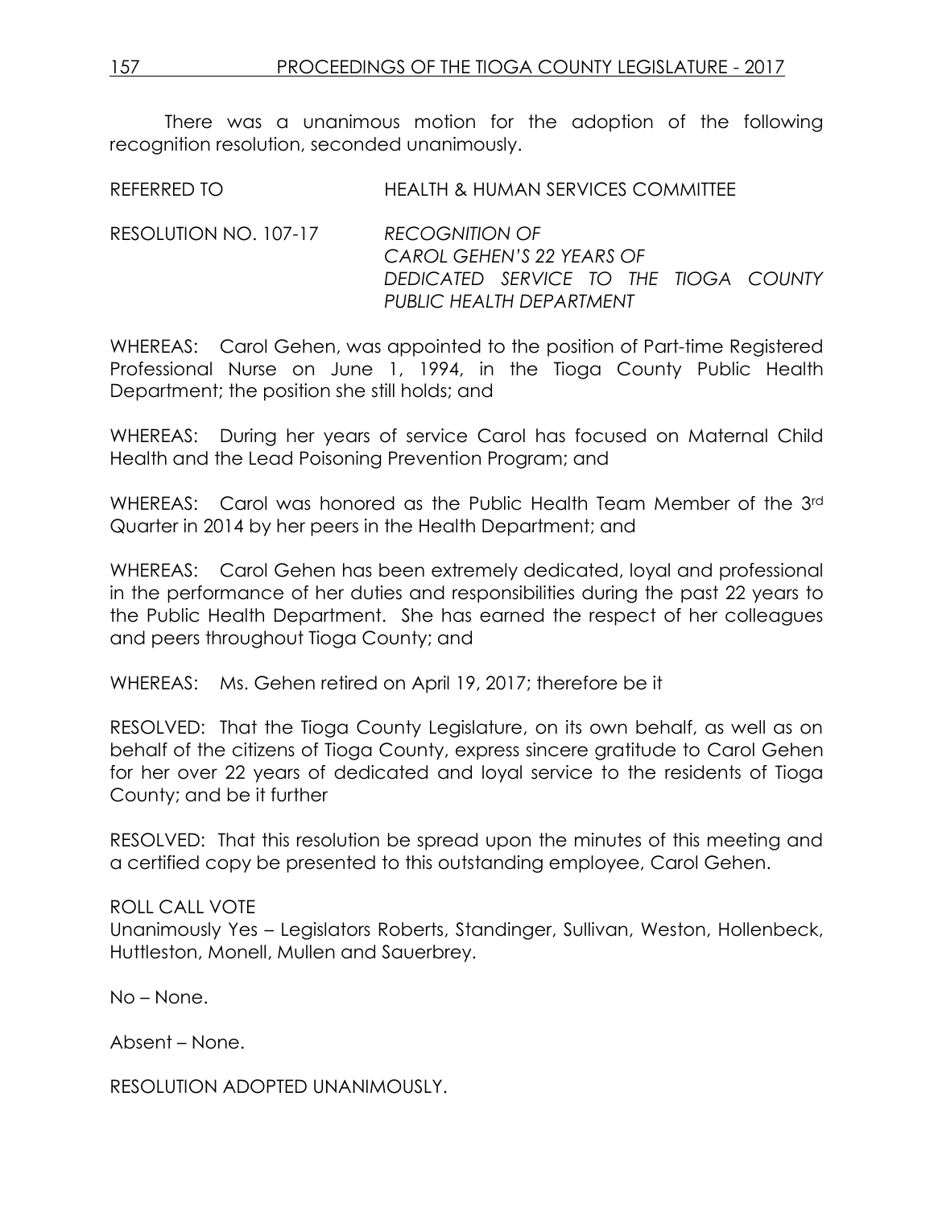There was a unanimous motion for the adoption of the following recognition resolution, seconded unanimously.

REFERRED TO HEALTH & HUMAN SERVICES COMMITTEE

RESOLUTION NO. 107-17 *RECOGNITION OF CAROL GEHEN'S 22 YEARS OF DEDICATED SERVICE TO THE TIOGA COUNTY PUBLIC HEALTH DEPARTMENT*

WHEREAS: Carol Gehen, was appointed to the position of Part-time Registered Professional Nurse on June 1, 1994, in the Tioga County Public Health Department; the position she still holds; and

WHEREAS: During her years of service Carol has focused on Maternal Child Health and the Lead Poisoning Prevention Program; and

WHEREAS: Carol was honored as the Public Health Team Member of the 3rd Quarter in 2014 by her peers in the Health Department; and

WHEREAS: Carol Gehen has been extremely dedicated, loyal and professional in the performance of her duties and responsibilities during the past 22 years to the Public Health Department. She has earned the respect of her colleagues and peers throughout Tioga County; and

WHEREAS: Ms. Gehen retired on April 19, 2017; therefore be it

RESOLVED: That the Tioga County Legislature, on its own behalf, as well as on behalf of the citizens of Tioga County, express sincere gratitude to Carol Gehen for her over 22 years of dedicated and loyal service to the residents of Tioga County; and be it further

RESOLVED: That this resolution be spread upon the minutes of this meeting and a certified copy be presented to this outstanding employee, Carol Gehen.

ROLL CALL VOTE
Unanimously Yes – Legislators Roberts, Standinger, Sullivan, Weston, Hollenbeck, Huttleston, Monell, Mullen and Sauerbrey.

No – None.

Absent – None.

RESOLUTION ADOPTED UNANIMOUSLY.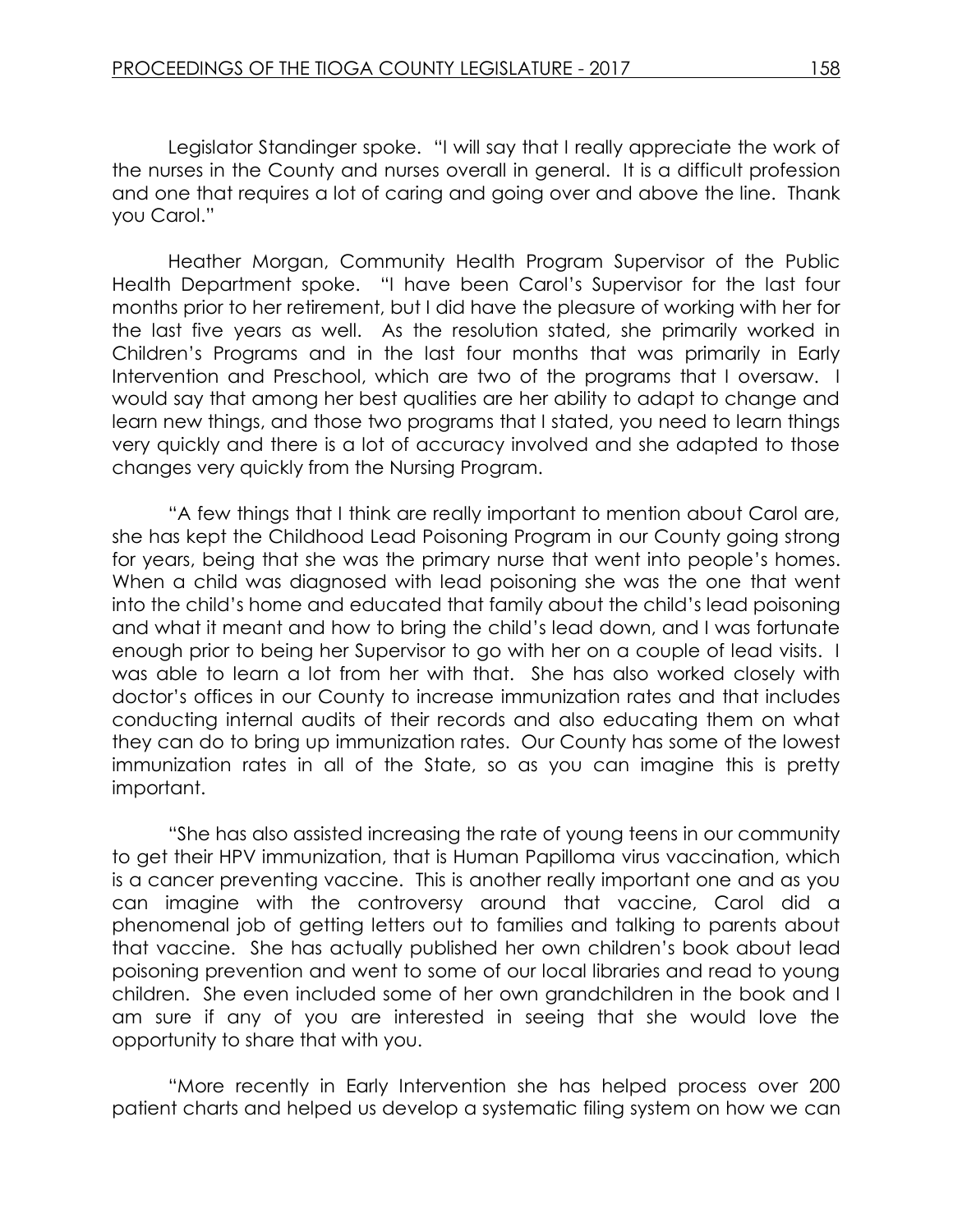Legislator Standinger spoke. "I will say that I really appreciate the work of the nurses in the County and nurses overall in general. It is a difficult profession and one that requires a lot of caring and going over and above the line. Thank you Carol."

Heather Morgan, Community Health Program Supervisor of the Public Health Department spoke. "I have been Carol's Supervisor for the last four months prior to her retirement, but I did have the pleasure of working with her for the last five years as well. As the resolution stated, she primarily worked in Children's Programs and in the last four months that was primarily in Early Intervention and Preschool, which are two of the programs that I oversaw. I would say that among her best qualities are her ability to adapt to change and learn new things, and those two programs that I stated, you need to learn things very quickly and there is a lot of accuracy involved and she adapted to those changes very quickly from the Nursing Program.

"A few things that I think are really important to mention about Carol are, she has kept the Childhood Lead Poisoning Program in our County going strong for years, being that she was the primary nurse that went into people's homes. When a child was diagnosed with lead poisoning she was the one that went into the child's home and educated that family about the child's lead poisoning and what it meant and how to bring the child's lead down, and I was fortunate enough prior to being her Supervisor to go with her on a couple of lead visits. I was able to learn a lot from her with that. She has also worked closely with doctor's offices in our County to increase immunization rates and that includes conducting internal audits of their records and also educating them on what they can do to bring up immunization rates. Our County has some of the lowest immunization rates in all of the State, so as you can imagine this is pretty important.

"She has also assisted increasing the rate of young teens in our community to get their HPV immunization, that is Human Papilloma virus vaccination, which is a cancer preventing vaccine. This is another really important one and as you can imagine with the controversy around that vaccine, Carol did a phenomenal job of getting letters out to families and talking to parents about that vaccine. She has actually published her own children's book about lead poisoning prevention and went to some of our local libraries and read to young children. She even included some of her own grandchildren in the book and I am sure if any of you are interested in seeing that she would love the opportunity to share that with you.

"More recently in Early Intervention she has helped process over 200 patient charts and helped us develop a systematic filing system on how we can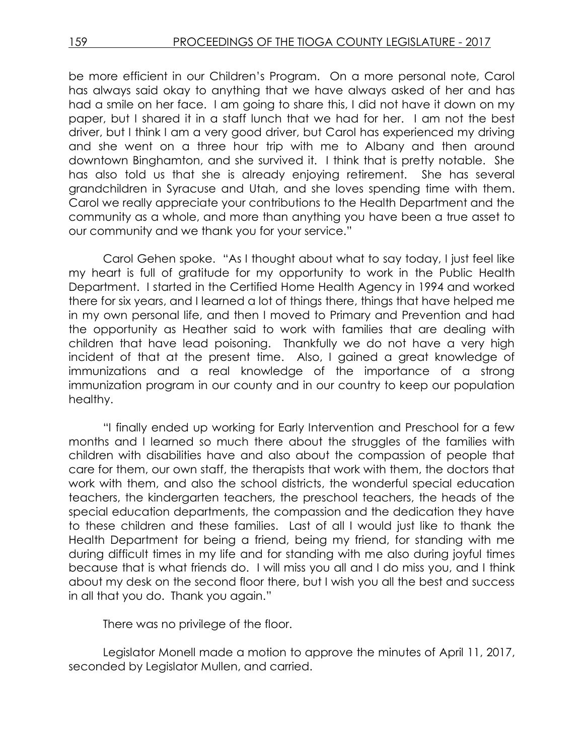be more efficient in our Children's Program. On a more personal note, Carol has always said okay to anything that we have always asked of her and has had a smile on her face. I am going to share this, I did not have it down on my paper, but I shared it in a staff lunch that we had for her. I am not the best driver, but I think I am a very good driver, but Carol has experienced my driving and she went on a three hour trip with me to Albany and then around downtown Binghamton, and she survived it. I think that is pretty notable. She has also told us that she is already enjoying retirement. She has several grandchildren in Syracuse and Utah, and she loves spending time with them. Carol we really appreciate your contributions to the Health Department and the community as a whole, and more than anything you have been a true asset to our community and we thank you for your service."

Carol Gehen spoke. "As I thought about what to say today, I just feel like my heart is full of gratitude for my opportunity to work in the Public Health Department. I started in the Certified Home Health Agency in 1994 and worked there for six years, and I learned a lot of things there, things that have helped me in my own personal life, and then I moved to Primary and Prevention and had the opportunity as Heather said to work with families that are dealing with children that have lead poisoning. Thankfully we do not have a very high incident of that at the present time. Also, I gained a great knowledge of immunizations and a real knowledge of the importance of a strong immunization program in our county and in our country to keep our population healthy.

"I finally ended up working for Early Intervention and Preschool for a few months and I learned so much there about the struggles of the families with children with disabilities have and also about the compassion of people that care for them, our own staff, the therapists that work with them, the doctors that work with them, and also the school districts, the wonderful special education teachers, the kindergarten teachers, the preschool teachers, the heads of the special education departments, the compassion and the dedication they have to these children and these families. Last of all I would just like to thank the Health Department for being a friend, being my friend, for standing with me during difficult times in my life and for standing with me also during joyful times because that is what friends do. I will miss you all and I do miss you, and I think about my desk on the second floor there, but I wish you all the best and success in all that you do. Thank you again."

There was no privilege of the floor.

Legislator Monell made a motion to approve the minutes of April 11, 2017, seconded by Legislator Mullen, and carried.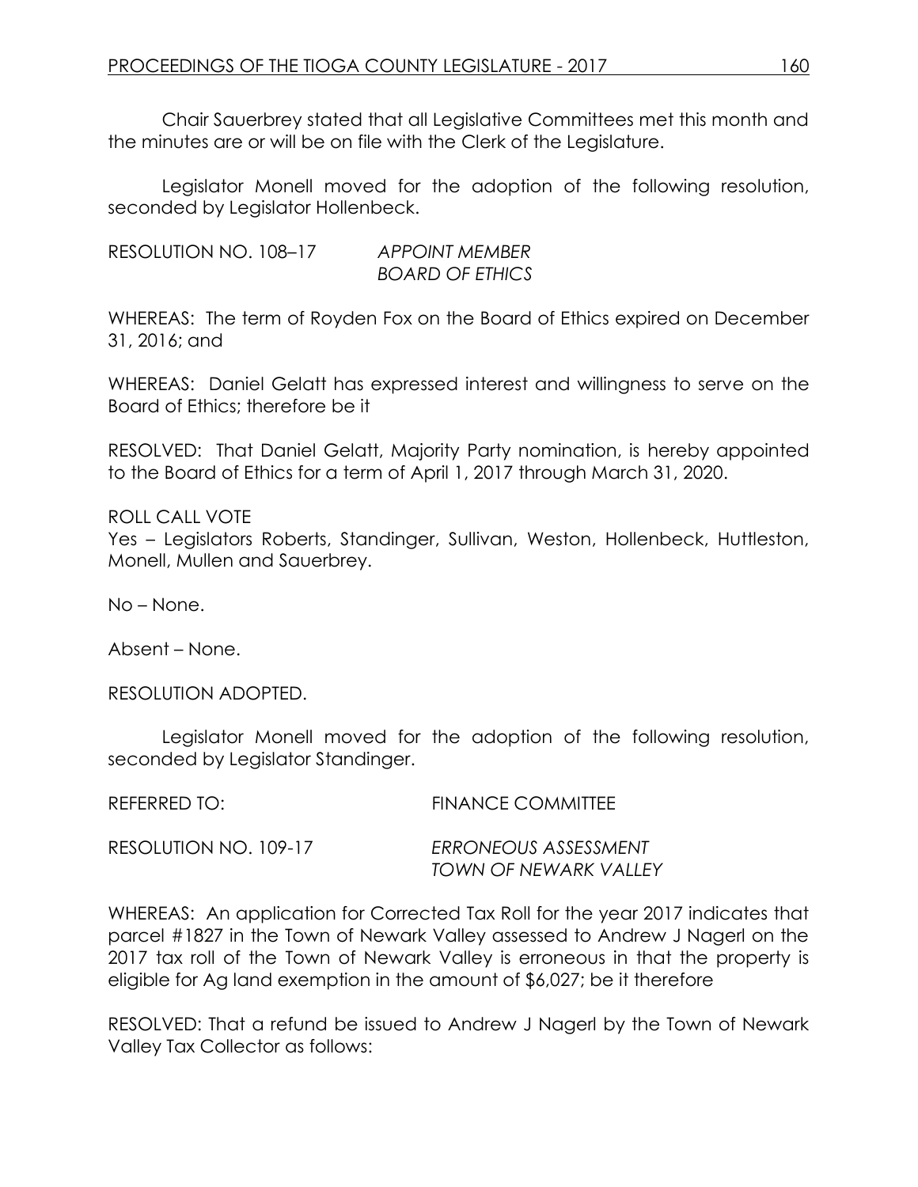Chair Sauerbrey stated that all Legislative Committees met this month and the minutes are or will be on file with the Clerk of the Legislature.

Legislator Monell moved for the adoption of the following resolution, seconded by Legislator Hollenbeck.

RESOLUTION NO. 108–17 *APPOINT MEMBER BOARD OF ETHICS*

WHEREAS: The term of Royden Fox on the Board of Ethics expired on December 31, 2016; and

WHEREAS: Daniel Gelatt has expressed interest and willingness to serve on the Board of Ethics; therefore be it

RESOLVED: That Daniel Gelatt, Majority Party nomination, is hereby appointed to the Board of Ethics for a term of April 1, 2017 through March 31, 2020.

ROLL CALL VOTE
Yes – Legislators Roberts, Standinger, Sullivan, Weston, Hollenbeck, Huttleston, Monell, Mullen and Sauerbrey.

No – None.

Absent – None.

RESOLUTION ADOPTED.

Legislator Monell moved for the adoption of the following resolution, seconded by Legislator Standinger.

REFERRED TO: FINANCE COMMITTEE

RESOLUTION NO. 109-17 *ERRONEOUS ASSESSMENT TOWN OF NEWARK VALLEY*

WHEREAS: An application for Corrected Tax Roll for the year 2017 indicates that parcel #1827 in the Town of Newark Valley assessed to Andrew J Nagerl on the 2017 tax roll of the Town of Newark Valley is erroneous in that the property is eligible for Ag land exemption in the amount of $6,027; be it therefore

RESOLVED: That a refund be issued to Andrew J Nagerl by the Town of Newark Valley Tax Collector as follows: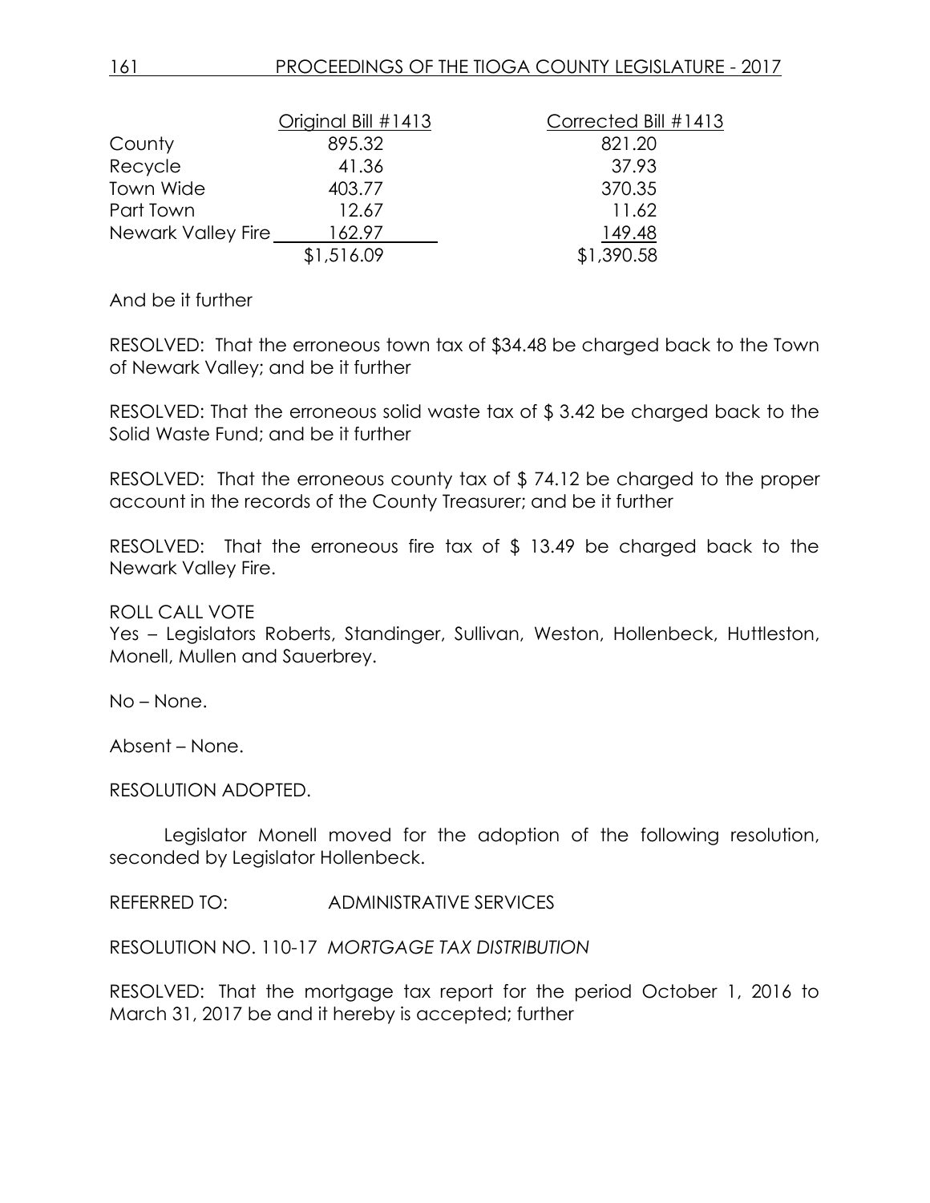| | Original Bill #1413 | Corrected Bill #1413 |
|---|---|---|
| County | 895.32 | 821.20 |
| Recycle | 41.36 | 37.93 |
| Town Wide | 403.77 | 370.35 |
| Part Town | 12.67 | 11.62 |
| Newark Valley Fire | 162.97 | 149.48 |
| | $1,516.09 | $1,390.58 |

And be it further

RESOLVED: That the erroneous town tax of $34.48 be charged back to the Town of Newark Valley; and be it further

RESOLVED: That the erroneous solid waste tax of $ 3.42 be charged back to the Solid Waste Fund; and be it further

RESOLVED: That the erroneous county tax of $ 74.12 be charged to the proper account in the records of the County Treasurer; and be it further

RESOLVED: That the erroneous fire tax of $ 13.49 be charged back to the Newark Valley Fire.

ROLL CALL VOTE
Yes – Legislators Roberts, Standinger, Sullivan, Weston, Hollenbeck, Huttleston, Monell, Mullen and Sauerbrey.

No – None.

Absent – None.

RESOLUTION ADOPTED.

Legislator Monell moved for the adoption of the following resolution, seconded by Legislator Hollenbeck.

REFERRED TO: ADMINISTRATIVE SERVICES

RESOLUTION NO. 110-17 *MORTGAGE TAX DISTRIBUTION*

RESOLVED: That the mortgage tax report for the period October 1, 2016 to March 31, 2017 be and it hereby is accepted; further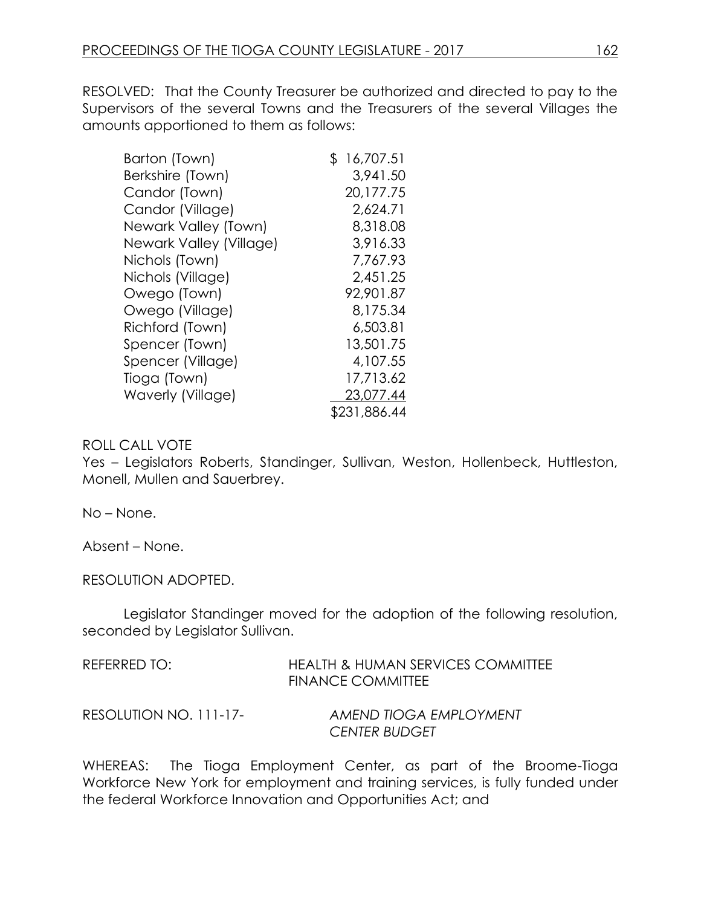RESOLVED: That the County Treasurer be authorized and directed to pay to the Supervisors of the several Towns and the Treasurers of the several Villages the amounts apportioned to them as follows:

| | |
|---|---|
| Barton (Town) | $ 16,707.51 |
| Berkshire (Town) | 3,941.50 |
| Candor (Town) | 20,177.75 |
| Candor (Village) | 2,624.71 |
| Newark Valley (Town) | 8,318.08 |
| Newark Valley (Village) | 3,916.33 |
| Nichols (Town) | 7,767.93 |
| Nichols (Village) | 2,451.25 |
| Owego (Town) | 92,901.87 |
| Owego (Village) | 8,175.34 |
| Richford (Town) | 6,503.81 |
| Spencer (Town) | 13,501.75 |
| Spencer (Village) | 4,107.55 |
| Tioga (Town) | 17,713.62 |
| Waverly (Village) | 23,077.44 |
| | $231,886.44 |

ROLL CALL VOTE

Yes – Legislators Roberts, Standinger, Sullivan, Weston, Hollenbeck, Huttleston, Monell, Mullen and Sauerbrey.

No – None.

Absent – None.

RESOLUTION ADOPTED.

Legislator Standinger moved for the adoption of the following resolution, seconded by Legislator Sullivan.

REFERRED TO: HEALTH & HUMAN SERVICES COMMITTEE
FINANCE COMMITTEE

RESOLUTION NO. 111-17- *AMEND TIOGA EMPLOYMENT CENTER BUDGET*

WHEREAS: The Tioga Employment Center, as part of the Broome-Tioga Workforce New York for employment and training services, is fully funded under the federal Workforce Innovation and Opportunities Act; and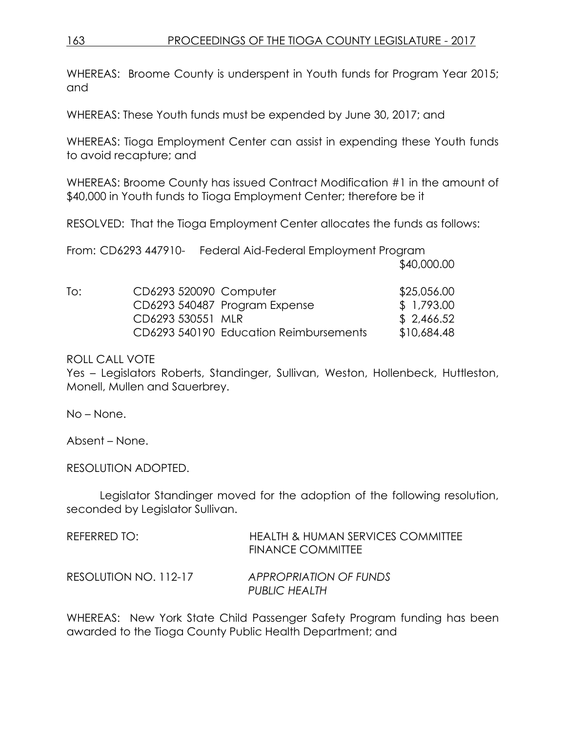WHEREAS: Broome County is underspent in Youth funds for Program Year 2015; and

WHEREAS: These Youth funds must be expended by June 30, 2017; and

WHEREAS: Tioga Employment Center can assist in expending these Youth funds to avoid recapture; and

WHEREAS: Broome County has issued Contract Modification #1 in the amount of $40,000 in Youth funds to Tioga Employment Center; therefore be it

RESOLVED: That the Tioga Employment Center allocates the funds as follows:

From: CD6293 447910- Federal Aid-Federal Employment Program
$40,000.00

| To: | | |
|---|---|---|
| | CD6293 520090 Computer | $25,056.00 |
| | CD6293 540487 Program Expense | $ 1,793.00 |
| | CD6293 530551 MLR | $ 2,466.52 |
| | CD6293 540190 Education Reimbursements | $10,684.48 |

ROLL CALL VOTE
Yes – Legislators Roberts, Standinger, Sullivan, Weston, Hollenbeck, Huttleston, Monell, Mullen and Sauerbrey.

No – None.

Absent – None.

RESOLUTION ADOPTED.

Legislator Standinger moved for the adoption of the following resolution, seconded by Legislator Sullivan.

REFERRED TO: HEALTH & HUMAN SERVICES COMMITTEE
FINANCE COMMITTEE

RESOLUTION NO. 112-17 *APPROPRIATION OF FUNDS*
*PUBLIC HEALTH*

WHEREAS: New York State Child Passenger Safety Program funding has been awarded to the Tioga County Public Health Department; and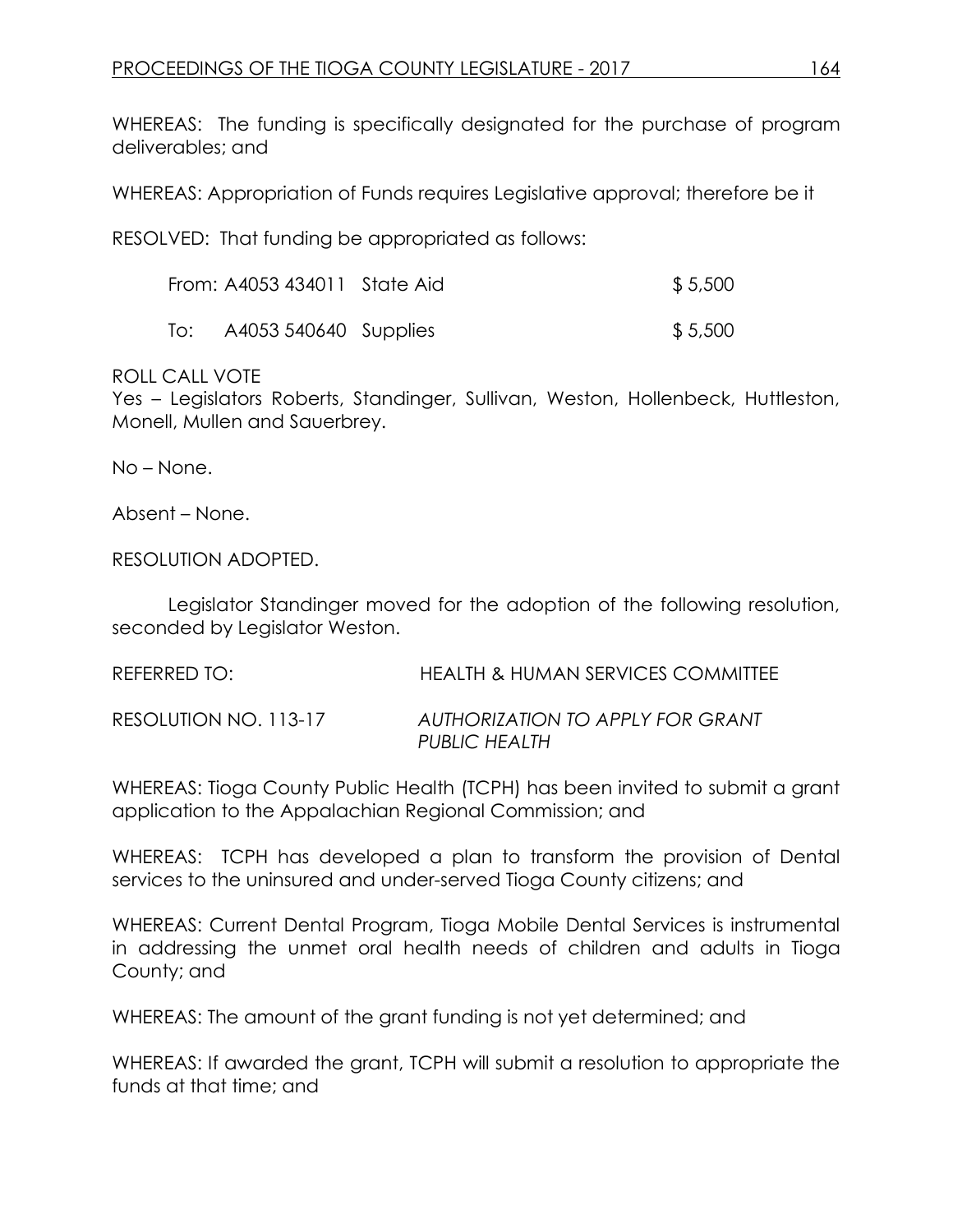WHEREAS: The funding is specifically designated for the purchase of program deliverables; and

WHEREAS: Appropriation of Funds requires Legislative approval; therefore be it

RESOLVED: That funding be appropriated as follows:

| | | | |
|---|---|---|---|
| From: | A4053 434011 | State Aid | $ 5,500 |
| To: | A4053 540640 | Supplies | $ 5,500 |

ROLL CALL VOTE
Yes – Legislators Roberts, Standinger, Sullivan, Weston, Hollenbeck, Huttleston, Monell, Mullen and Sauerbrey.

No – None.

Absent – None.

RESOLUTION ADOPTED.

Legislator Standinger moved for the adoption of the following resolution, seconded by Legislator Weston.

REFERRED TO: HEALTH & HUMAN SERVICES COMMITTEE

RESOLUTION NO. 113-17 *AUTHORIZATION TO APPLY FOR GRANT PUBLIC HEALTH*

WHEREAS: Tioga County Public Health (TCPH) has been invited to submit a grant application to the Appalachian Regional Commission; and

WHEREAS: TCPH has developed a plan to transform the provision of Dental services to the uninsured and under-served Tioga County citizens; and

WHEREAS: Current Dental Program, Tioga Mobile Dental Services is instrumental in addressing the unmet oral health needs of children and adults in Tioga County; and

WHEREAS: The amount of the grant funding is not yet determined; and

WHEREAS: If awarded the grant, TCPH will submit a resolution to appropriate the funds at that time; and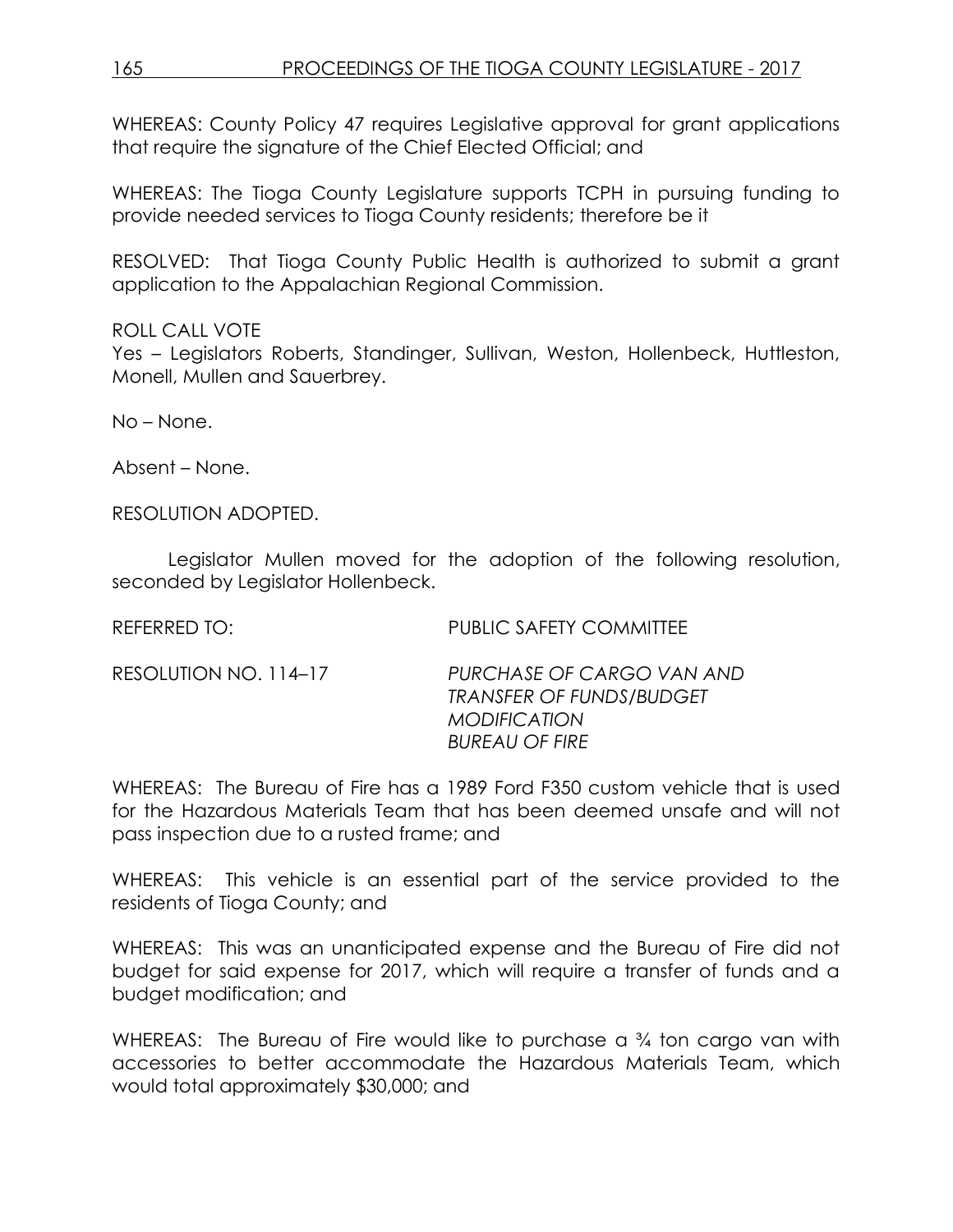WHEREAS: County Policy 47 requires Legislative approval for grant applications that require the signature of the Chief Elected Official; and

WHEREAS: The Tioga County Legislature supports TCPH in pursuing funding to provide needed services to Tioga County residents; therefore be it

RESOLVED: That Tioga County Public Health is authorized to submit a grant application to the Appalachian Regional Commission.

ROLL CALL VOTE
Yes – Legislators Roberts, Standinger, Sullivan, Weston, Hollenbeck, Huttleston, Monell, Mullen and Sauerbrey.

No – None.

Absent – None.

RESOLUTION ADOPTED.

Legislator Mullen moved for the adoption of the following resolution, seconded by Legislator Hollenbeck.

REFERRED TO: PUBLIC SAFETY COMMITTEE

RESOLUTION NO. 114–17 *PURCHASE OF CARGO VAN AND TRANSFER OF FUNDS/BUDGET MODIFICATION BUREAU OF FIRE*

WHEREAS: The Bureau of Fire has a 1989 Ford F350 custom vehicle that is used for the Hazardous Materials Team that has been deemed unsafe and will not pass inspection due to a rusted frame; and

WHEREAS: This vehicle is an essential part of the service provided to the residents of Tioga County; and

WHEREAS: This was an unanticipated expense and the Bureau of Fire did not budget for said expense for 2017, which will require a transfer of funds and a budget modification; and

WHEREAS: The Bureau of Fire would like to purchase a ¾ ton cargo van with accessories to better accommodate the Hazardous Materials Team, which would total approximately $30,000; and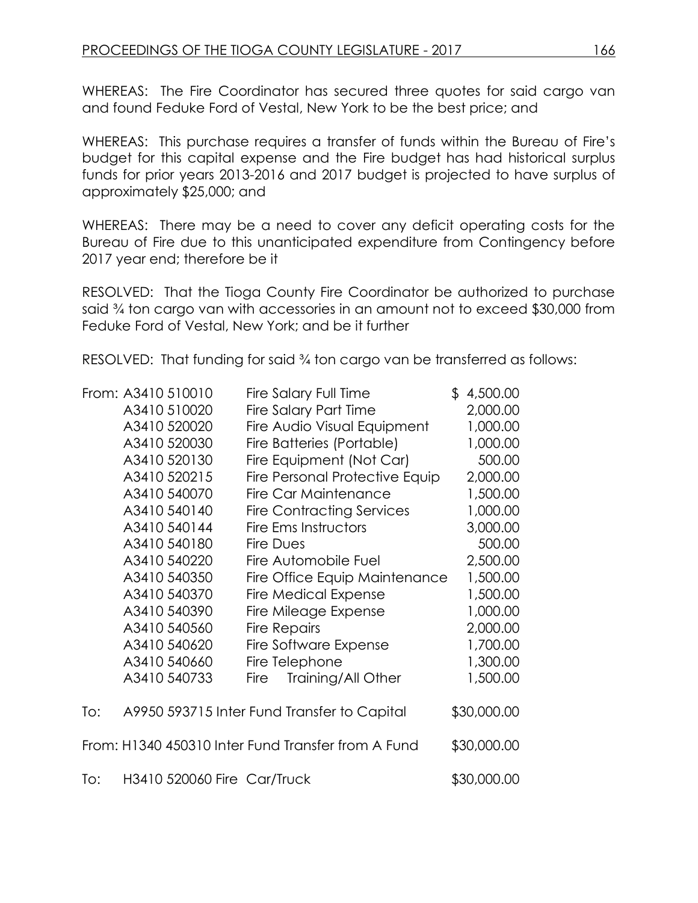WHEREAS: The Fire Coordinator has secured three quotes for said cargo van and found Feduke Ford of Vestal, New York to be the best price; and

WHEREAS: This purchase requires a transfer of funds within the Bureau of Fire's budget for this capital expense and the Fire budget has had historical surplus funds for prior years 2013-2016 and 2017 budget is projected to have surplus of approximately $25,000; and

WHEREAS: There may be a need to cover any deficit operating costs for the Bureau of Fire due to this unanticipated expenditure from Contingency before 2017 year end; therefore be it

RESOLVED: That the Tioga County Fire Coordinator be authorized to purchase said ¾ ton cargo van with accessories in an amount not to exceed $30,000 from Feduke Ford of Vestal, New York; and be it further

RESOLVED: That funding for said ¾ ton cargo van be transferred as follows:

| | | | |
|---|---|---|---|
| From: | A3410 510010 | Fire Salary Full Time | $ 4,500.00 |
| | A3410 510020 | Fire Salary Part Time | 2,000.00 |
| | A3410 520020 | Fire Audio Visual Equipment | 1,000.00 |
| | A3410 520030 | Fire Batteries (Portable) | 1,000.00 |
| | A3410 520130 | Fire Equipment (Not Car) | 500.00 |
| | A3410 520215 | Fire Personal Protective Equip | 2,000.00 |
| | A3410 540070 | Fire Car Maintenance | 1,500.00 |
| | A3410 540140 | Fire Contracting Services | 1,000.00 |
| | A3410 540144 | Fire Ems Instructors | 3,000.00 |
| | A3410 540180 | Fire Dues | 500.00 |
| | A3410 540220 | Fire Automobile Fuel | 2,500.00 |
| | A3410 540350 | Fire Office Equip Maintenance | 1,500.00 |
| | A3410 540370 | Fire Medical Expense | 1,500.00 |
| | A3410 540390 | Fire Mileage Expense | 1,000.00 |
| | A3410 540560 | Fire Repairs | 2,000.00 |
| | A3410 540620 | Fire Software Expense | 1,700.00 |
| | A3410 540660 | Fire Telephone | 1,300.00 |
| | A3410 540733 | Fire Training/All Other | 1,500.00 |

To: A9950 593715 Inter Fund Transfer to Capital $30,000.00

From: H1340 450310 Inter Fund Transfer from A Fund $30,000.00

To: H3410 520060 Fire Car/Truck $30,000.00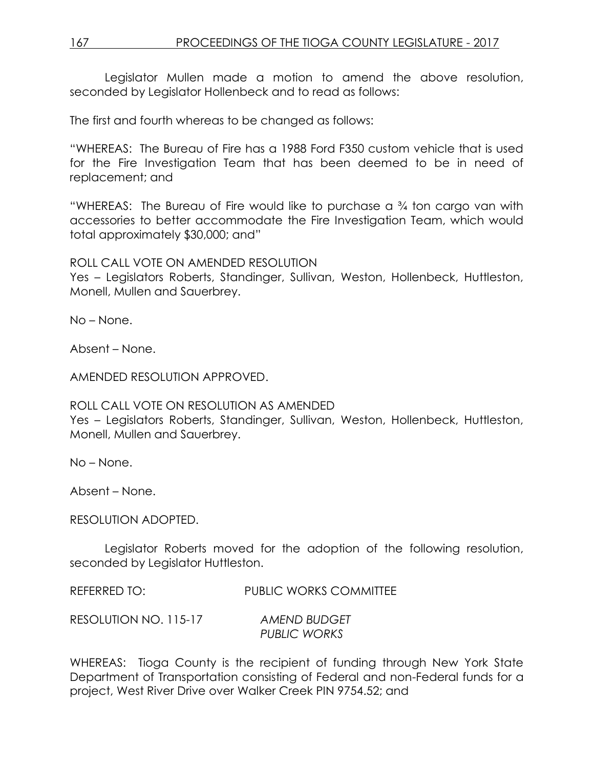Legislator Mullen made a motion to amend the above resolution, seconded by Legislator Hollenbeck and to read as follows:

The first and fourth whereas to be changed as follows:

"WHEREAS: The Bureau of Fire has a 1988 Ford F350 custom vehicle that is used for the Fire Investigation Team that has been deemed to be in need of replacement; and

"WHEREAS: The Bureau of Fire would like to purchase a ¾ ton cargo van with accessories to better accommodate the Fire Investigation Team, which would total approximately $30,000; and"

ROLL CALL VOTE ON AMENDED RESOLUTION
Yes – Legislators Roberts, Standinger, Sullivan, Weston, Hollenbeck, Huttleston, Monell, Mullen and Sauerbrey.

No – None.

Absent – None.

AMENDED RESOLUTION APPROVED.

ROLL CALL VOTE ON RESOLUTION AS AMENDED
Yes – Legislators Roberts, Standinger, Sullivan, Weston, Hollenbeck, Huttleston, Monell, Mullen and Sauerbrey.

No – None.

Absent – None.

RESOLUTION ADOPTED.

Legislator Roberts moved for the adoption of the following resolution, seconded by Legislator Huttleston.

REFERRED TO: PUBLIC WORKS COMMITTEE

RESOLUTION NO. 115-17 *AMEND BUDGET*
*PUBLIC WORKS*

WHEREAS: Tioga County is the recipient of funding through New York State Department of Transportation consisting of Federal and non-Federal funds for a project, West River Drive over Walker Creek PIN 9754.52; and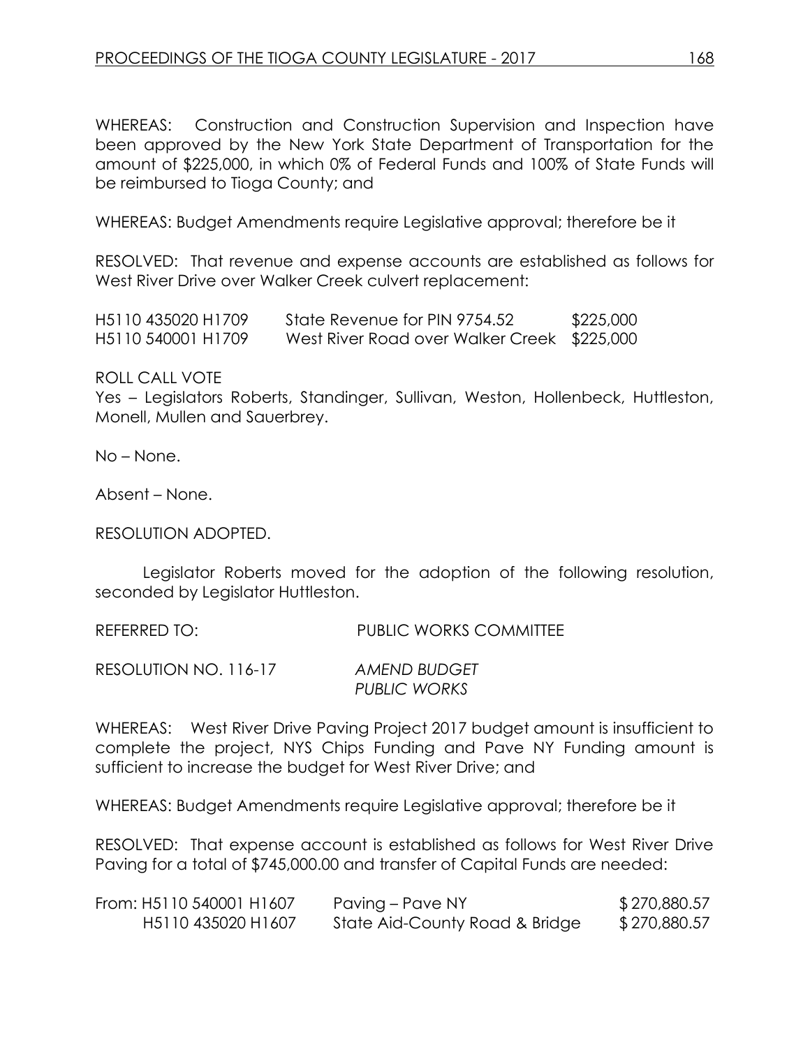WHEREAS: Construction and Construction Supervision and Inspection have been approved by the New York State Department of Transportation for the amount of $225,000, in which 0% of Federal Funds and 100% of State Funds will be reimbursed to Tioga County; and

WHEREAS: Budget Amendments require Legislative approval; therefore be it

RESOLVED: That revenue and expense accounts are established as follows for West River Drive over Walker Creek culvert replacement:

| | | |
|---|---|---|
| H5110 435020 H1709 | State Revenue for PIN 9754.52 | $225,000 |
| H5110 540001 H1709 | West River Road over Walker Creek | $225,000 |

ROLL CALL VOTE
Yes – Legislators Roberts, Standinger, Sullivan, Weston, Hollenbeck, Huttleston, Monell, Mullen and Sauerbrey.

No – None.

Absent – None.

RESOLUTION ADOPTED.

Legislator Roberts moved for the adoption of the following resolution, seconded by Legislator Huttleston.

REFERRED TO: PUBLIC WORKS COMMITTEE

RESOLUTION NO. 116-17 *AMEND BUDGET PUBLIC WORKS*

WHEREAS: West River Drive Paving Project 2017 budget amount is insufficient to complete the project, NYS Chips Funding and Pave NY Funding amount is sufficient to increase the budget for West River Drive; and

WHEREAS: Budget Amendments require Legislative approval; therefore be it

RESOLVED: That expense account is established as follows for West River Drive Paving for a total of $745,000.00 and transfer of Capital Funds are needed:

| | | |
|---|---|---|
| From: H5110 540001 H1607 | Paving – Pave NY | $ 270,880.57 |
| H5110 435020 H1607 | State Aid-County Road & Bridge | $ 270,880.57 |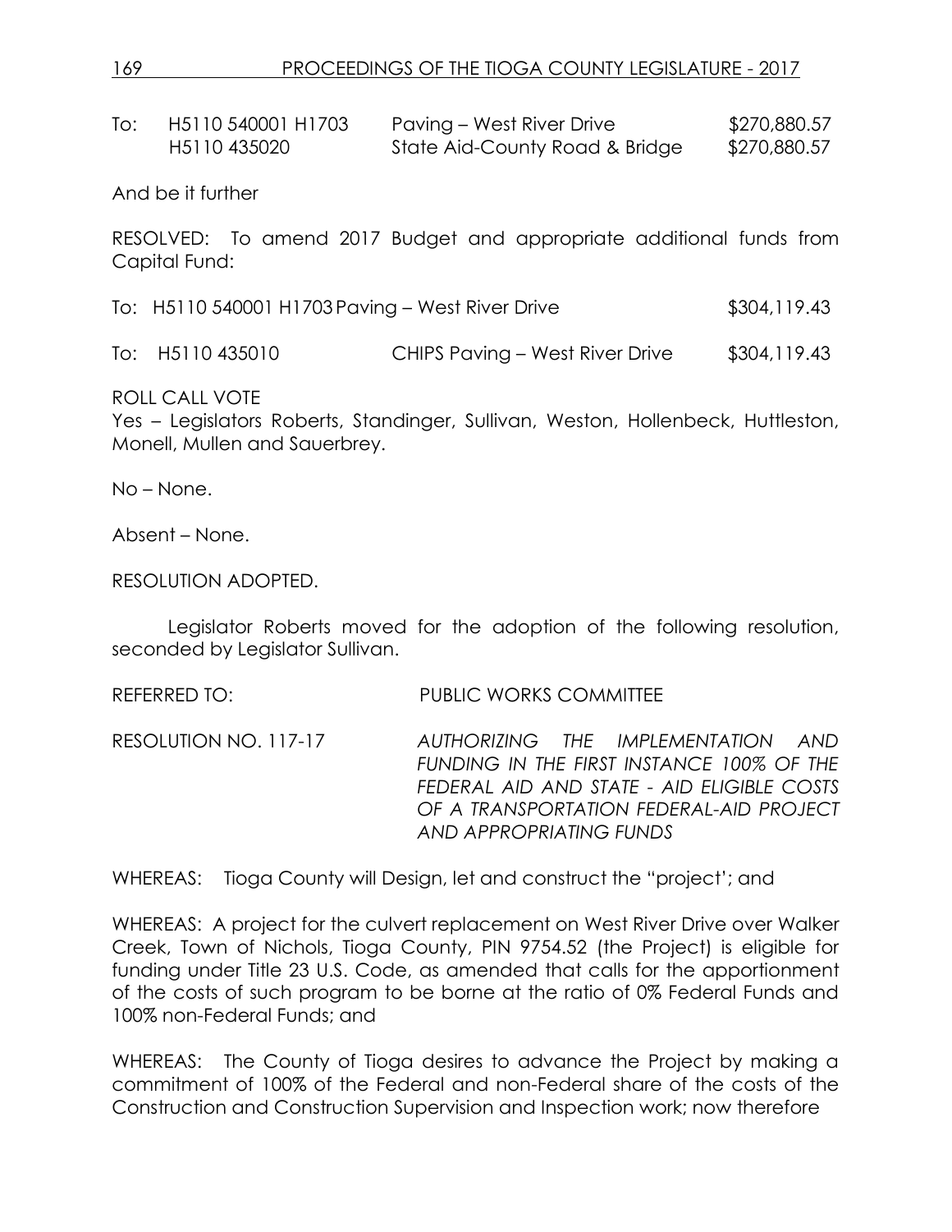| To: | H5110 540001 H1703 | Paving – West River Drive | $270,880.57 |
|---|---|---|---|
| | H5110 435020 | State Aid-County Road & Bridge | $270,880.57 |

And be it further

RESOLVED: To amend 2017 Budget and appropriate additional funds from Capital Fund:

| To: | H5110 540001 H1703 | Paving – West River Drive | $304,119.43 |
|---|---|---|---|
| To: | H5110 435010 | CHIPS Paving – West River Drive | $304,119.43 |

ROLL CALL VOTE
Yes – Legislators Roberts, Standinger, Sullivan, Weston, Hollenbeck, Huttleston, Monell, Mullen and Sauerbrey.

No – None.

Absent – None.

RESOLUTION ADOPTED.

Legislator Roberts moved for the adoption of the following resolution, seconded by Legislator Sullivan.

REFERRED TO: PUBLIC WORKS COMMITTEE

RESOLUTION NO. 117-17 *AUTHORIZING THE IMPLEMENTATION AND FUNDING IN THE FIRST INSTANCE 100% OF THE FEDERAL AID AND STATE - AID ELIGIBLE COSTS OF A TRANSPORTATION FEDERAL-AID PROJECT AND APPROPRIATING FUNDS*

WHEREAS: Tioga County will Design, let and construct the "project'; and

WHEREAS: A project for the culvert replacement on West River Drive over Walker Creek, Town of Nichols, Tioga County, PIN 9754.52 (the Project) is eligible for funding under Title 23 U.S. Code, as amended that calls for the apportionment of the costs of such program to be borne at the ratio of 0% Federal Funds and 100% non-Federal Funds; and

WHEREAS: The County of Tioga desires to advance the Project by making a commitment of 100% of the Federal and non-Federal share of the costs of the Construction and Construction Supervision and Inspection work; now therefore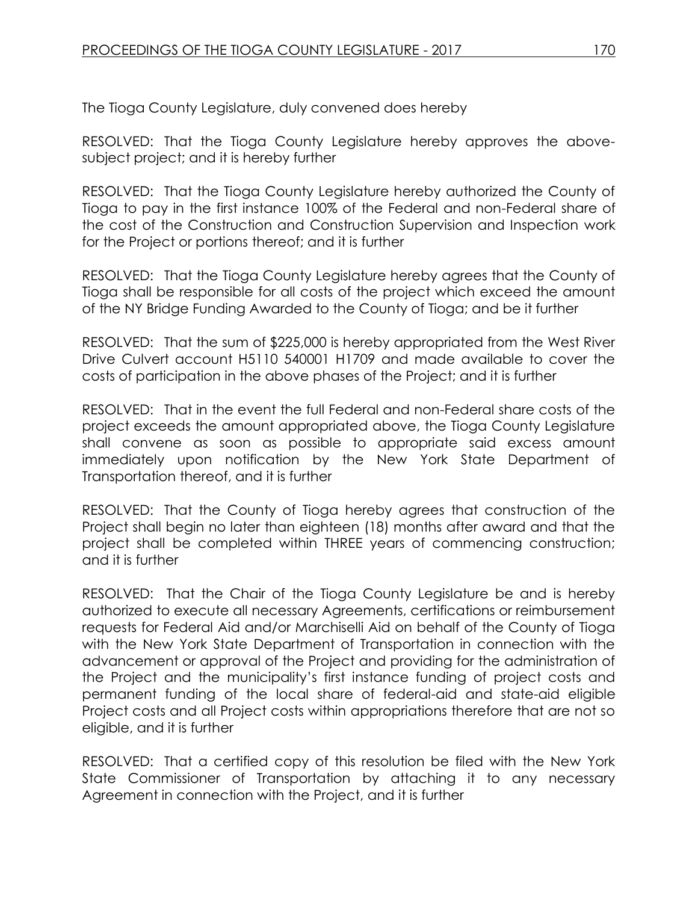The Tioga County Legislature, duly convened does hereby

RESOLVED: That the Tioga County Legislature hereby approves the above-subject project; and it is hereby further

RESOLVED: That the Tioga County Legislature hereby authorized the County of Tioga to pay in the first instance 100% of the Federal and non-Federal share of the cost of the Construction and Construction Supervision and Inspection work for the Project or portions thereof; and it is further

RESOLVED: That the Tioga County Legislature hereby agrees that the County of Tioga shall be responsible for all costs of the project which exceed the amount of the NY Bridge Funding Awarded to the County of Tioga; and be it further

RESOLVED: That the sum of $225,000 is hereby appropriated from the West River Drive Culvert account H5110 540001 H1709 and made available to cover the costs of participation in the above phases of the Project; and it is further

RESOLVED: That in the event the full Federal and non-Federal share costs of the project exceeds the amount appropriated above, the Tioga County Legislature shall convene as soon as possible to appropriate said excess amount immediately upon notification by the New York State Department of Transportation thereof, and it is further

RESOLVED: That the County of Tioga hereby agrees that construction of the Project shall begin no later than eighteen (18) months after award and that the project shall be completed within THREE years of commencing construction; and it is further

RESOLVED: That the Chair of the Tioga County Legislature be and is hereby authorized to execute all necessary Agreements, certifications or reimbursement requests for Federal Aid and/or Marchiselli Aid on behalf of the County of Tioga with the New York State Department of Transportation in connection with the advancement or approval of the Project and providing for the administration of the Project and the municipality's first instance funding of project costs and permanent funding of the local share of federal-aid and state-aid eligible Project costs and all Project costs within appropriations therefore that are not so eligible, and it is further

RESOLVED: That a certified copy of this resolution be filed with the New York State Commissioner of Transportation by attaching it to any necessary Agreement in connection with the Project, and it is further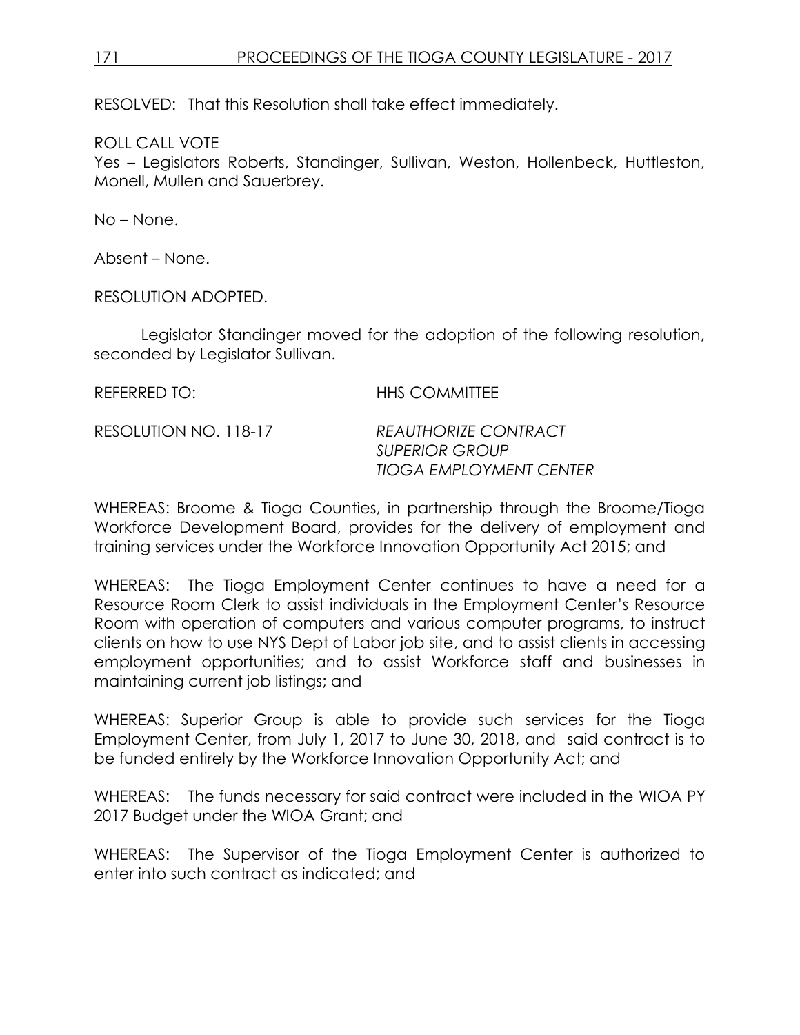RESOLVED: That this Resolution shall take effect immediately.

ROLL CALL VOTE
Yes – Legislators Roberts, Standinger, Sullivan, Weston, Hollenbeck, Huttleston, Monell, Mullen and Sauerbrey.

No – None.

Absent – None.

RESOLUTION ADOPTED.

Legislator Standinger moved for the adoption of the following resolution, seconded by Legislator Sullivan.

REFERRED TO: HHS COMMITTEE

RESOLUTION NO. 118-17 *REAUTHORIZE CONTRACT*
*SUPERIOR GROUP*
*TIOGA EMPLOYMENT CENTER*

WHEREAS: Broome & Tioga Counties, in partnership through the Broome/Tioga Workforce Development Board, provides for the delivery of employment and training services under the Workforce Innovation Opportunity Act 2015; and

WHEREAS: The Tioga Employment Center continues to have a need for a Resource Room Clerk to assist individuals in the Employment Center's Resource Room with operation of computers and various computer programs, to instruct clients on how to use NYS Dept of Labor job site, and to assist clients in accessing employment opportunities; and to assist Workforce staff and businesses in maintaining current job listings; and

WHEREAS: Superior Group is able to provide such services for the Tioga Employment Center, from July 1, 2017 to June 30, 2018, and said contract is to be funded entirely by the Workforce Innovation Opportunity Act; and

WHEREAS: The funds necessary for said contract were included in the WIOA PY 2017 Budget under the WIOA Grant; and

WHEREAS: The Supervisor of the Tioga Employment Center is authorized to enter into such contract as indicated; and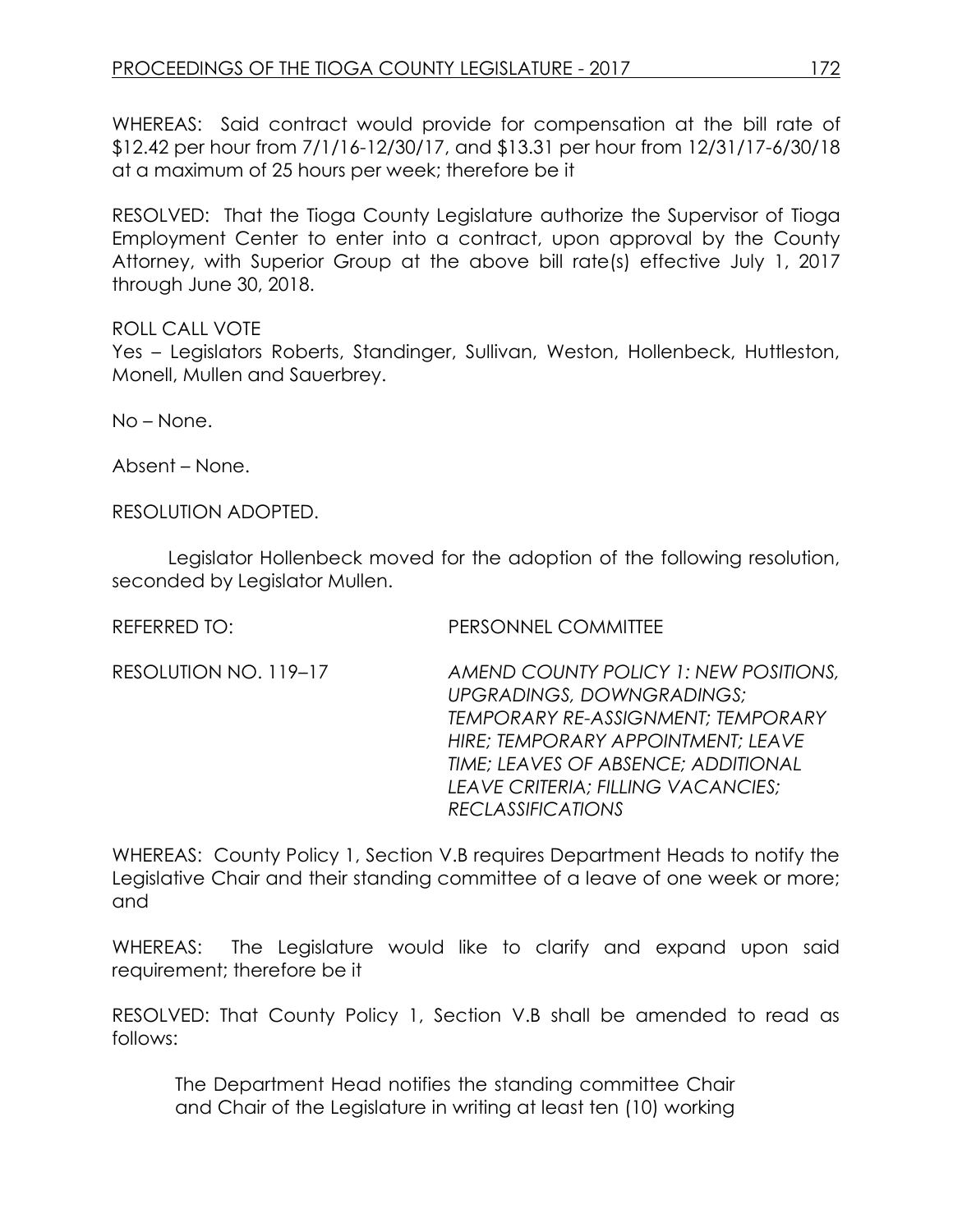WHEREAS: Said contract would provide for compensation at the bill rate of $12.42 per hour from 7/1/16-12/30/17, and $13.31 per hour from 12/31/17-6/30/18 at a maximum of 25 hours per week; therefore be it

RESOLVED: That the Tioga County Legislature authorize the Supervisor of Tioga Employment Center to enter into a contract, upon approval by the County Attorney, with Superior Group at the above bill rate(s) effective July 1, 2017 through June 30, 2018.

ROLL CALL VOTE
Yes – Legislators Roberts, Standinger, Sullivan, Weston, Hollenbeck, Huttleston, Monell, Mullen and Sauerbrey.

No – None.

Absent – None.

RESOLUTION ADOPTED.

Legislator Hollenbeck moved for the adoption of the following resolution, seconded by Legislator Mullen.

REFERRED TO: PERSONNEL COMMITTEE

RESOLUTION NO. 119–17 *AMEND COUNTY POLICY 1: NEW POSITIONS, UPGRADINGS, DOWNGRADINGS; TEMPORARY RE-ASSIGNMENT; TEMPORARY HIRE; TEMPORARY APPOINTMENT; LEAVE TIME; LEAVES OF ABSENCE; ADDITIONAL LEAVE CRITERIA; FILLING VACANCIES; RECLASSIFICATIONS*

WHEREAS: County Policy 1, Section V.B requires Department Heads to notify the Legislative Chair and their standing committee of a leave of one week or more; and

WHEREAS: The Legislature would like to clarify and expand upon said requirement; therefore be it

RESOLVED: That County Policy 1, Section V.B shall be amended to read as follows:

> The Department Head notifies the standing committee Chair and Chair of the Legislature in writing at least ten (10) working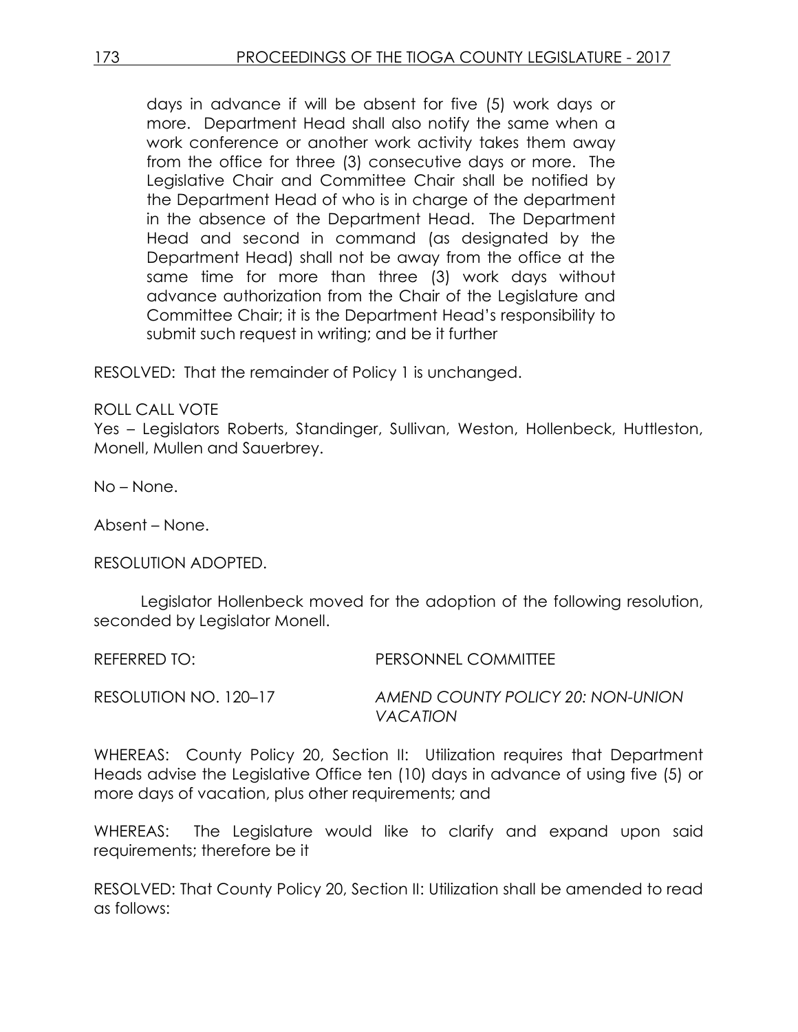days in advance if will be absent for five (5) work days or more. Department Head shall also notify the same when a work conference or another work activity takes them away from the office for three (3) consecutive days or more. The Legislative Chair and Committee Chair shall be notified by the Department Head of who is in charge of the department in the absence of the Department Head. The Department Head and second in command (as designated by the Department Head) shall not be away from the office at the same time for more than three (3) work days without advance authorization from the Chair of the Legislature and Committee Chair; it is the Department Head's responsibility to submit such request in writing; and be it further

RESOLVED: That the remainder of Policy 1 is unchanged.

ROLL CALL VOTE
Yes – Legislators Roberts, Standinger, Sullivan, Weston, Hollenbeck, Huttleston, Monell, Mullen and Sauerbrey.

No – None.

Absent – None.

RESOLUTION ADOPTED.

Legislator Hollenbeck moved for the adoption of the following resolution, seconded by Legislator Monell.

REFERRED TO: PERSONNEL COMMITTEE

RESOLUTION NO. 120–17 *AMEND COUNTY POLICY 20: NON-UNION VACATION*

WHEREAS: County Policy 20, Section II: Utilization requires that Department Heads advise the Legislative Office ten (10) days in advance of using five (5) or more days of vacation, plus other requirements; and

WHEREAS: The Legislature would like to clarify and expand upon said requirements; therefore be it

RESOLVED: That County Policy 20, Section II: Utilization shall be amended to read as follows: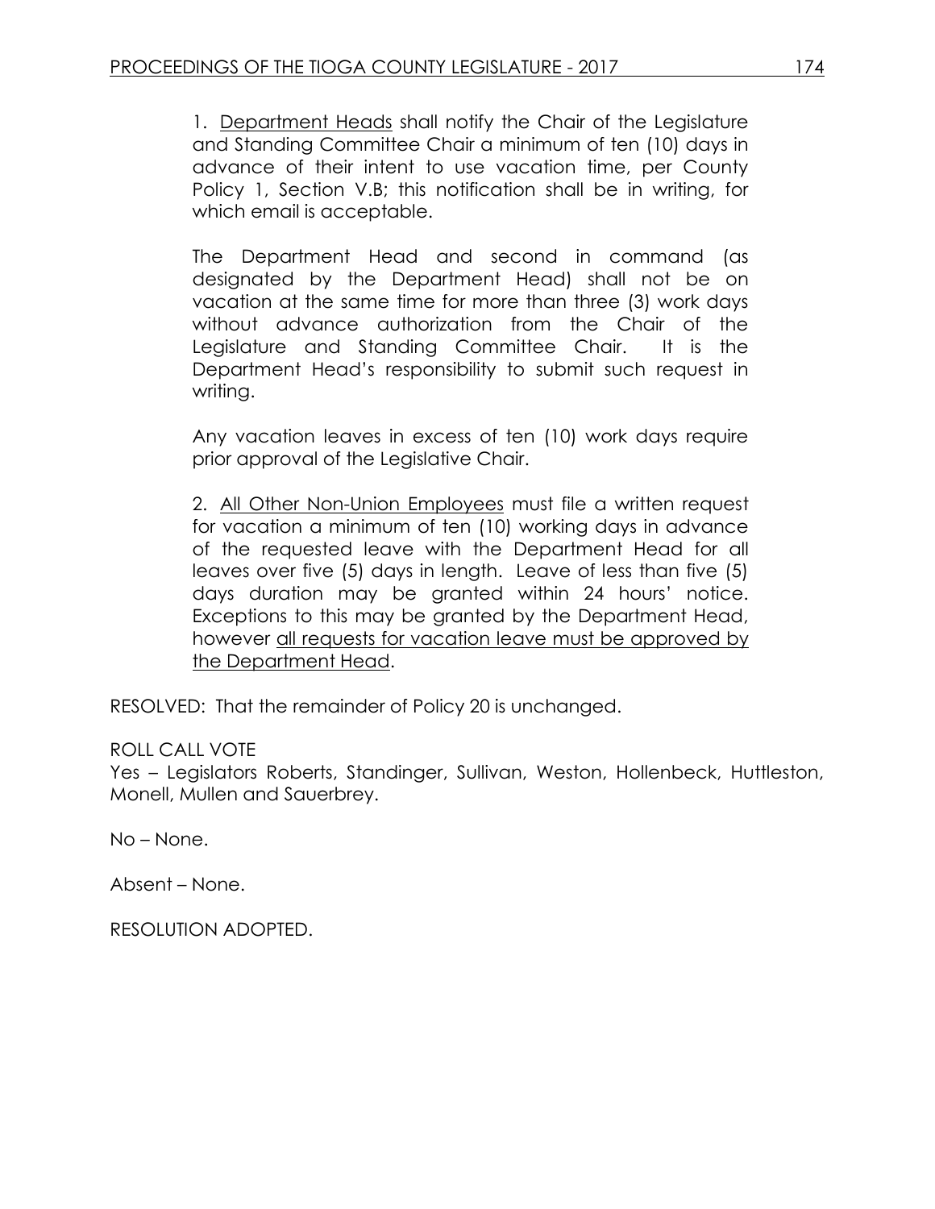1. <u>Department Heads</u> shall notify the Chair of the Legislature and Standing Committee Chair a minimum of ten (10) days in advance of their intent to use vacation time, per County Policy 1, Section V.B; this notification shall be in writing, for which email is acceptable.

The Department Head and second in command (as designated by the Department Head) shall not be on vacation at the same time for more than three (3) work days without advance authorization from the Chair of the Legislature and Standing Committee Chair. It is the Department Head's responsibility to submit such request in writing.

Any vacation leaves in excess of ten (10) work days require prior approval of the Legislative Chair.

2. <u>All Other Non-Union Employees</u> must file a written request for vacation a minimum of ten (10) working days in advance of the requested leave with the Department Head for all leaves over five (5) days in length. Leave of less than five (5) days duration may be granted within 24 hours' notice. Exceptions to this may be granted by the Department Head, however <u>all requests for vacation leave must be approved by the Department Head</u>.

RESOLVED: That the remainder of Policy 20 is unchanged.

ROLL CALL VOTE
Yes – Legislators Roberts, Standinger, Sullivan, Weston, Hollenbeck, Huttleston, Monell, Mullen and Sauerbrey.

No – None.

Absent – None.

RESOLUTION ADOPTED.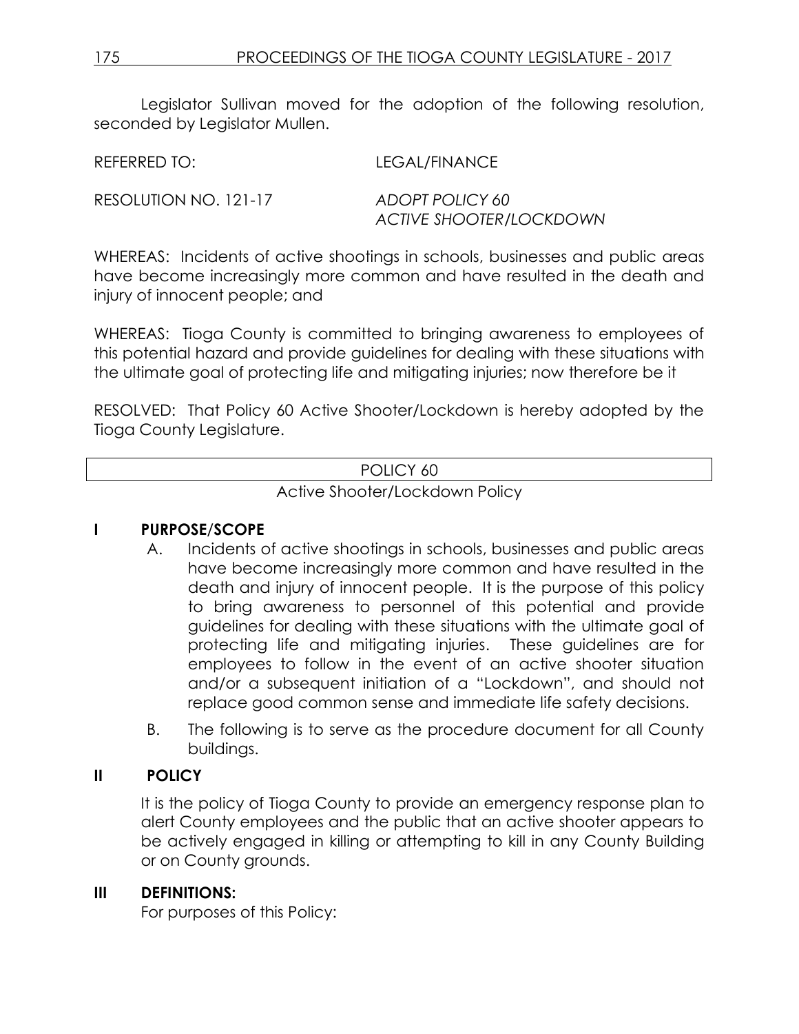Legislator Sullivan moved for the adoption of the following resolution, seconded by Legislator Mullen.

REFERRED TO: LEGAL/FINANCE

RESOLUTION NO. 121-17 *ADOPT POLICY 60*
*ACTIVE SHOOTER/LOCKDOWN*

WHEREAS: Incidents of active shootings in schools, businesses and public areas have become increasingly more common and have resulted in the death and injury of innocent people; and

WHEREAS: Tioga County is committed to bringing awareness to employees of this potential hazard and provide guidelines for dealing with these situations with the ultimate goal of protecting life and mitigating injuries; now therefore be it

RESOLVED: That Policy 60 Active Shooter/Lockdown is hereby adopted by the Tioga County Legislature.

POLICY 60

Active Shooter/Lockdown Policy

## I PURPOSE/SCOPE

A. Incidents of active shootings in schools, businesses and public areas have become increasingly more common and have resulted in the death and injury of innocent people. It is the purpose of this policy to bring awareness to personnel of this potential and provide guidelines for dealing with these situations with the ultimate goal of protecting life and mitigating injuries. These guidelines are for employees to follow in the event of an active shooter situation and/or a subsequent initiation of a "Lockdown", and should not replace good common sense and immediate life safety decisions.

B. The following is to serve as the procedure document for all County buildings.

## II POLICY

It is the policy of Tioga County to provide an emergency response plan to alert County employees and the public that an active shooter appears to be actively engaged in killing or attempting to kill in any County Building or on County grounds.

## III DEFINITIONS:

For purposes of this Policy: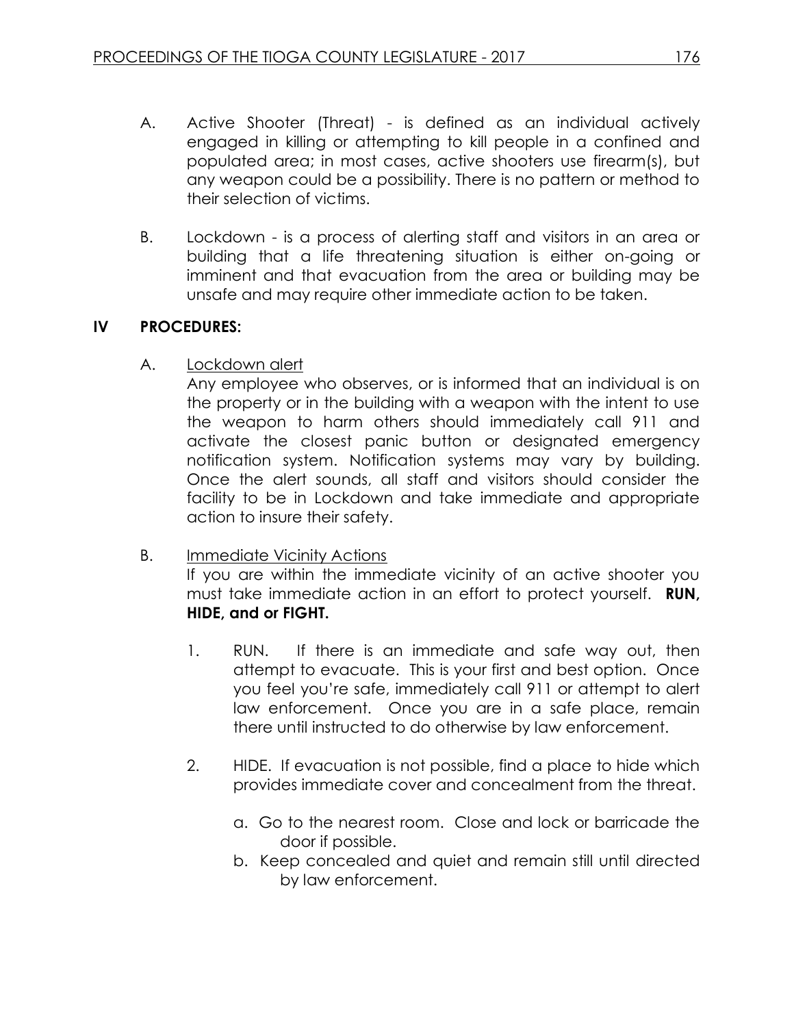A. Active Shooter (Threat) - is defined as an individual actively engaged in killing or attempting to kill people in a confined and populated area; in most cases, active shooters use firearm(s), but any weapon could be a possibility. There is no pattern or method to their selection of victims.

B. Lockdown - is a process of alerting staff and visitors in an area or building that a life threatening situation is either on-going or imminent and that evacuation from the area or building may be unsafe and may require other immediate action to be taken.

## IV PROCEDURES:

A. Lockdown alert

Any employee who observes, or is informed that an individual is on the property or in the building with a weapon with the intent to use the weapon to harm others should immediately call 911 and activate the closest panic button or designated emergency notification system. Notification systems may vary by building. Once the alert sounds, all staff and visitors should consider the facility to be in Lockdown and take immediate and appropriate action to insure their safety.

B. Immediate Vicinity Actions

If you are within the immediate vicinity of an active shooter you must take immediate action in an effort to protect yourself. **RUN, HIDE, and or FIGHT.**

1. RUN. If there is an immediate and safe way out, then attempt to evacuate. This is your first and best option. Once you feel you're safe, immediately call 911 or attempt to alert law enforcement. Once you are in a safe place, remain there until instructed to do otherwise by law enforcement.

2. HIDE. If evacuation is not possible, find a place to hide which provides immediate cover and concealment from the threat.

   a. Go to the nearest room. Close and lock or barricade the door if possible.
   b. Keep concealed and quiet and remain still until directed by law enforcement.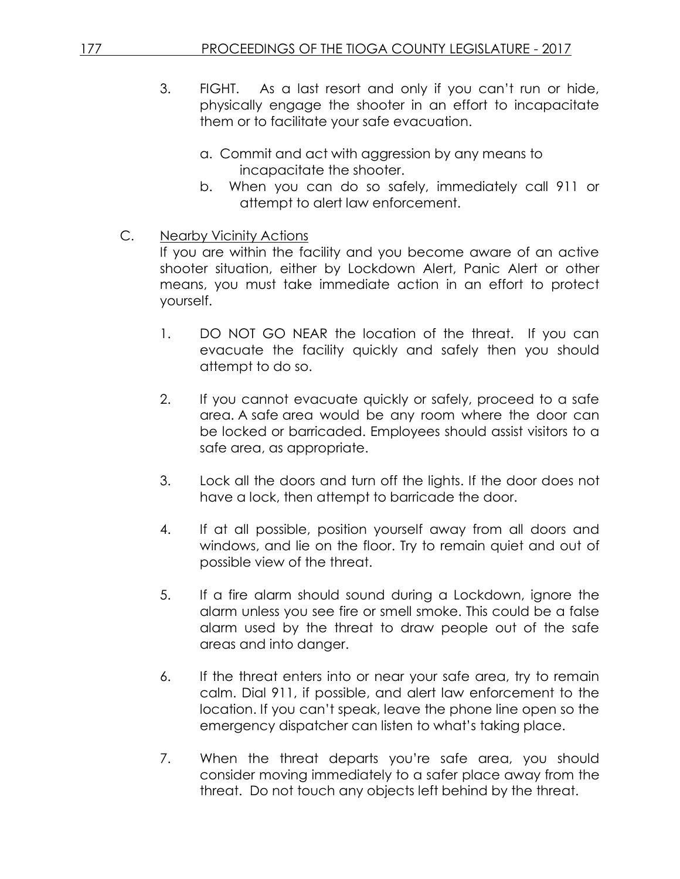3. FIGHT. As a last resort and only if you can't run or hide, physically engage the shooter in an effort to incapacitate them or to facilitate your safe evacuation.

   a. Commit and act with aggression by any means to incapacitate the shooter.
   b. When you can do so safely, immediately call 911 or attempt to alert law enforcement.

C. <u>Nearby Vicinity Actions</u>

If you are within the facility and you become aware of an active shooter situation, either by Lockdown Alert, Panic Alert or other means, you must take immediate action in an effort to protect yourself.

1. DO NOT GO NEAR the location of the threat. If you can evacuate the facility quickly and safely then you should attempt to do so.

2. If you cannot evacuate quickly or safely, proceed to a safe area. A safe area would be any room where the door can be locked or barricaded. Employees should assist visitors to a safe area, as appropriate.

3. Lock all the doors and turn off the lights. If the door does not have a lock, then attempt to barricade the door.

4. If at all possible, position yourself away from all doors and windows, and lie on the floor. Try to remain quiet and out of possible view of the threat.

5. If a fire alarm should sound during a Lockdown, ignore the alarm unless you see fire or smell smoke. This could be a false alarm used by the threat to draw people out of the safe areas and into danger.

6. If the threat enters into or near your safe area, try to remain calm. Dial 911, if possible, and alert law enforcement to the location. If you can't speak, leave the phone line open so the emergency dispatcher can listen to what's taking place.

7. When the threat departs you're safe area, you should consider moving immediately to a safer place away from the threat. Do not touch any objects left behind by the threat.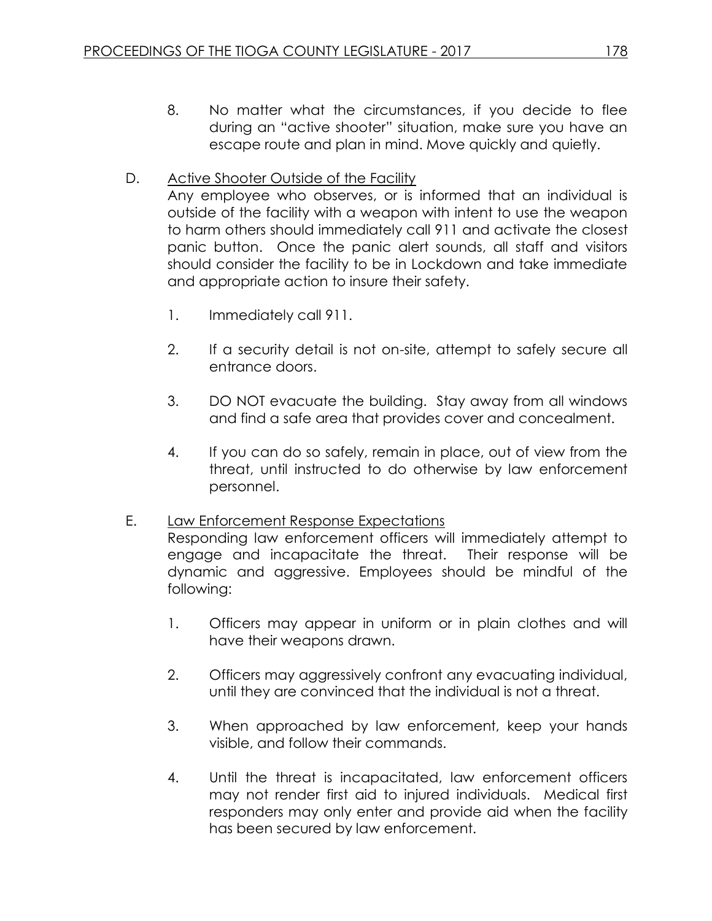8. No matter what the circumstances, if you decide to flee during an "active shooter" situation, make sure you have an escape route and plan in mind. Move quickly and quietly.

D. <u>Active Shooter Outside of the Facility</u>

Any employee who observes, or is informed that an individual is outside of the facility with a weapon with intent to use the weapon to harm others should immediately call 911 and activate the closest panic button. Once the panic alert sounds, all staff and visitors should consider the facility to be in Lockdown and take immediate and appropriate action to insure their safety.

1. Immediately call 911.

2. If a security detail is not on-site, attempt to safely secure all entrance doors.

3. DO NOT evacuate the building. Stay away from all windows and find a safe area that provides cover and concealment.

4. If you can do so safely, remain in place, out of view from the threat, until instructed to do otherwise by law enforcement personnel.

E. <u>Law Enforcement Response Expectations</u>

Responding law enforcement officers will immediately attempt to engage and incapacitate the threat. Their response will be dynamic and aggressive. Employees should be mindful of the following:

1. Officers may appear in uniform or in plain clothes and will have their weapons drawn.

2. Officers may aggressively confront any evacuating individual, until they are convinced that the individual is not a threat.

3. When approached by law enforcement, keep your hands visible, and follow their commands.

4. Until the threat is incapacitated, law enforcement officers may not render first aid to injured individuals. Medical first responders may only enter and provide aid when the facility has been secured by law enforcement.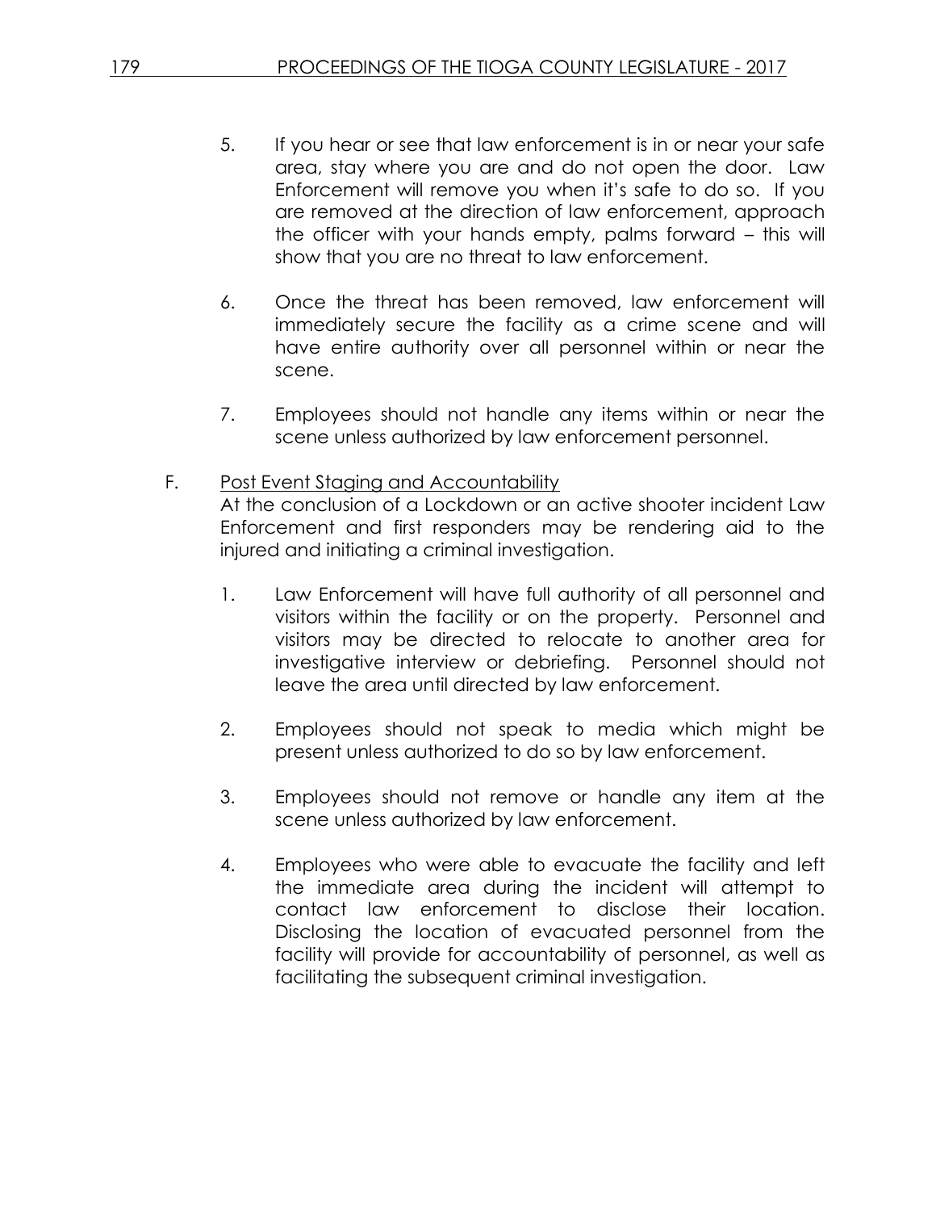5. If you hear or see that law enforcement is in or near your safe area, stay where you are and do not open the door. Law Enforcement will remove you when it's safe to do so. If you are removed at the direction of law enforcement, approach the officer with your hands empty, palms forward – this will show that you are no threat to law enforcement.

6. Once the threat has been removed, law enforcement will immediately secure the facility as a crime scene and will have entire authority over all personnel within or near the scene.

7. Employees should not handle any items within or near the scene unless authorized by law enforcement personnel.

F. <u>Post Event Staging and Accountability</u>

At the conclusion of a Lockdown or an active shooter incident Law Enforcement and first responders may be rendering aid to the injured and initiating a criminal investigation.

1. Law Enforcement will have full authority of all personnel and visitors within the facility or on the property. Personnel and visitors may be directed to relocate to another area for investigative interview or debriefing. Personnel should not leave the area until directed by law enforcement.

2. Employees should not speak to media which might be present unless authorized to do so by law enforcement.

3. Employees should not remove or handle any item at the scene unless authorized by law enforcement.

4. Employees who were able to evacuate the facility and left the immediate area during the incident will attempt to contact law enforcement to disclose their location. Disclosing the location of evacuated personnel from the facility will provide for accountability of personnel, as well as facilitating the subsequent criminal investigation.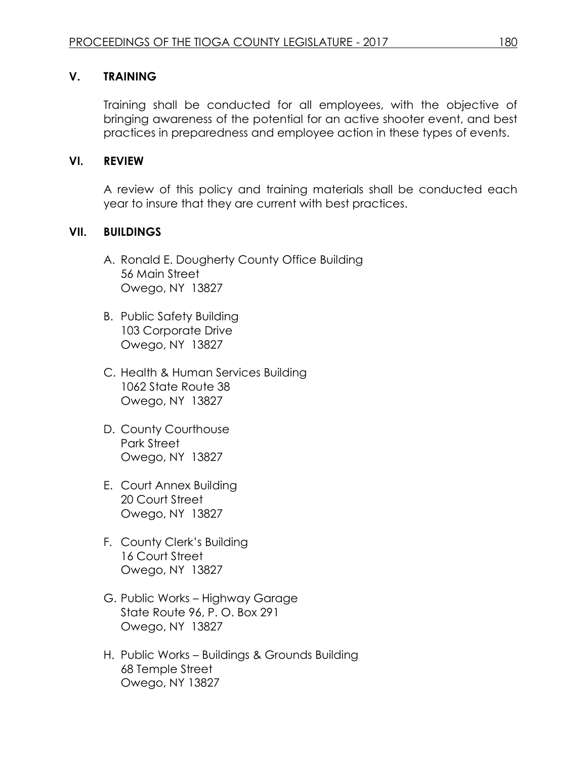## V. TRAINING

Training shall be conducted for all employees, with the objective of bringing awareness of the potential for an active shooter event, and best practices in preparedness and employee action in these types of events.

## VI. REVIEW

A review of this policy and training materials shall be conducted each year to insure that they are current with best practices.

## VII. BUILDINGS

A. Ronald E. Dougherty County Office Building
   56 Main Street
   Owego, NY 13827

B. Public Safety Building
   103 Corporate Drive
   Owego, NY 13827

C. Health & Human Services Building
   1062 State Route 38
   Owego, NY 13827

D. County Courthouse
   Park Street
   Owego, NY 13827

E. Court Annex Building
   20 Court Street
   Owego, NY 13827

F. County Clerk's Building
   16 Court Street
   Owego, NY 13827

G. Public Works – Highway Garage
   State Route 96, P. O. Box 291
   Owego, NY 13827

H. Public Works – Buildings & Grounds Building
   68 Temple Street
   Owego, NY 13827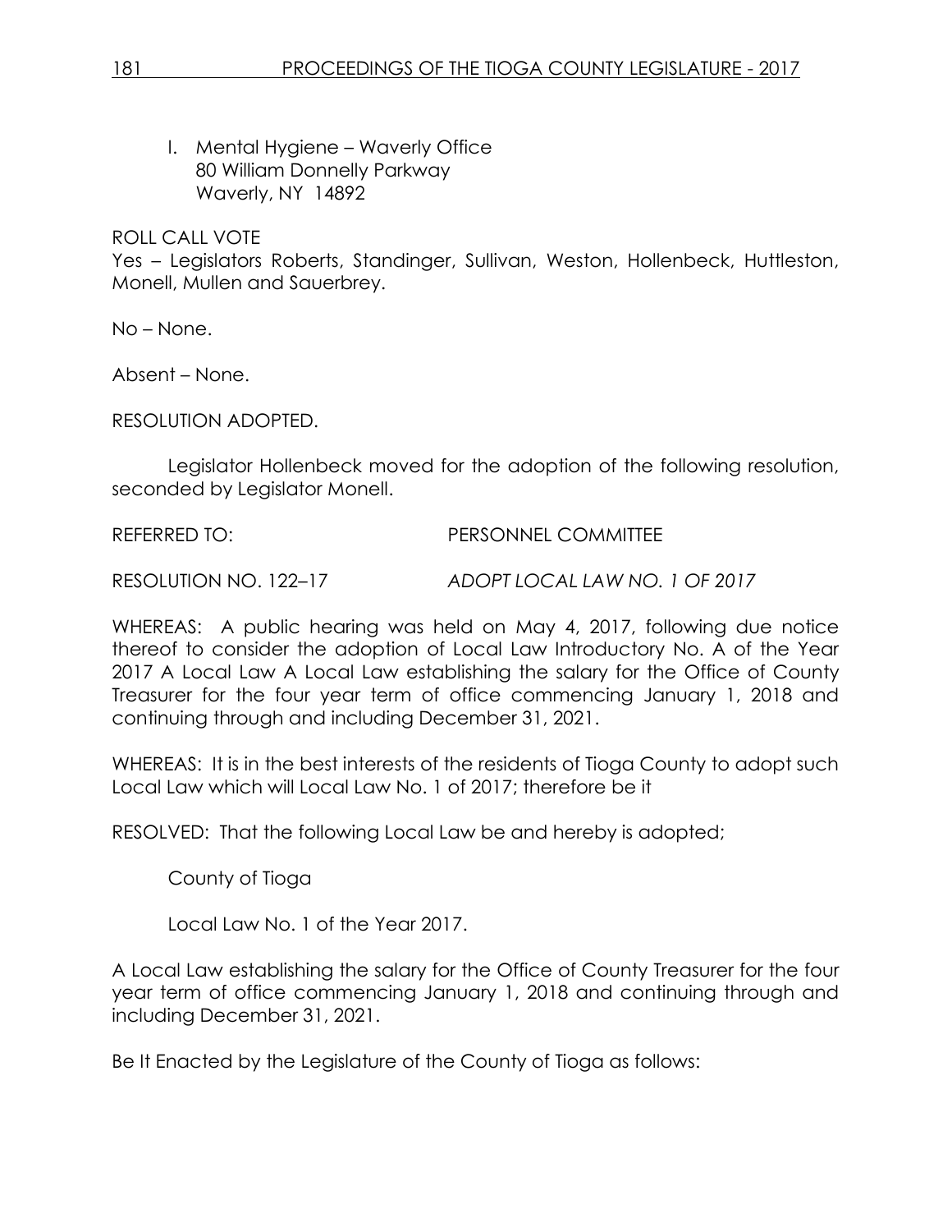l. Mental Hygiene – Waverly Office
   80 William Donnelly Parkway
   Waverly, NY 14892

ROLL CALL VOTE
Yes – Legislators Roberts, Standinger, Sullivan, Weston, Hollenbeck, Huttleston, Monell, Mullen and Sauerbrey.

No – None.

Absent – None.

RESOLUTION ADOPTED.

Legislator Hollenbeck moved for the adoption of the following resolution, seconded by Legislator Monell.

REFERRED TO: PERSONNEL COMMITTEE

RESOLUTION NO. 122–17 *ADOPT LOCAL LAW NO. 1 OF 2017*

WHEREAS: A public hearing was held on May 4, 2017, following due notice thereof to consider the adoption of Local Law Introductory No. A of the Year 2017 A Local Law A Local Law establishing the salary for the Office of County Treasurer for the four year term of office commencing January 1, 2018 and continuing through and including December 31, 2021.

WHEREAS: It is in the best interests of the residents of Tioga County to adopt such Local Law which will Local Law No. 1 of 2017; therefore be it

RESOLVED: That the following Local Law be and hereby is adopted;

County of Tioga

Local Law No. 1 of the Year 2017.

A Local Law establishing the salary for the Office of County Treasurer for the four year term of office commencing January 1, 2018 and continuing through and including December 31, 2021.

Be It Enacted by the Legislature of the County of Tioga as follows: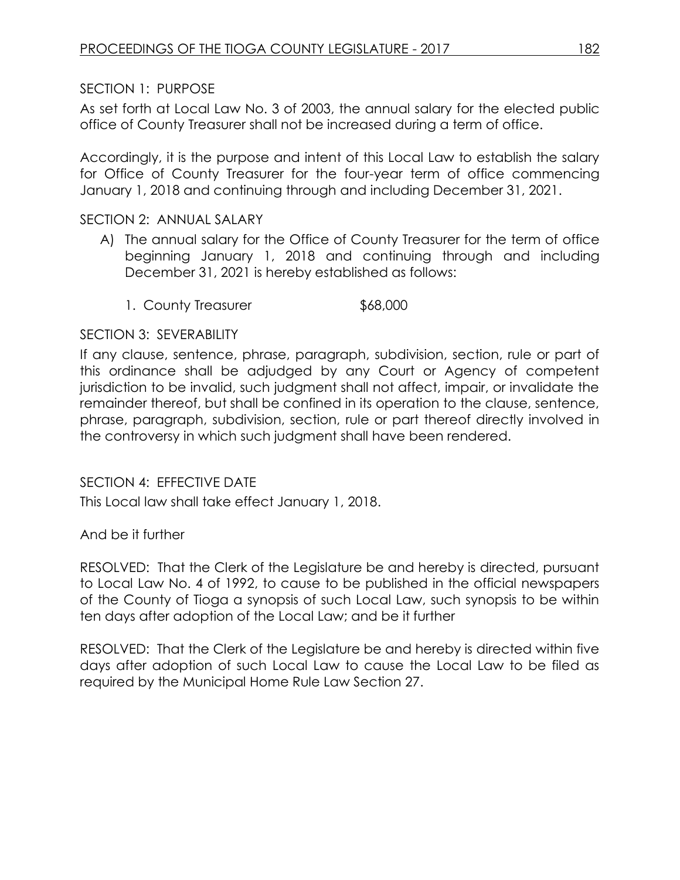SECTION 1: PURPOSE

As set forth at Local Law No. 3 of 2003, the annual salary for the elected public office of County Treasurer shall not be increased during a term of office.

Accordingly, it is the purpose and intent of this Local Law to establish the salary for Office of County Treasurer for the four-year term of office commencing January 1, 2018 and continuing through and including December 31, 2021.

SECTION 2: ANNUAL SALARY

A) The annual salary for the Office of County Treasurer for the term of office beginning January 1, 2018 and continuing through and including December 31, 2021 is hereby established as follows:

   1. County Treasurer $68,000

SECTION 3: SEVERABILITY

If any clause, sentence, phrase, paragraph, subdivision, section, rule or part of this ordinance shall be adjudged by any Court or Agency of competent jurisdiction to be invalid, such judgment shall not affect, impair, or invalidate the remainder thereof, but shall be confined in its operation to the clause, sentence, phrase, paragraph, subdivision, section, rule or part thereof directly involved in the controversy in which such judgment shall have been rendered.

SECTION 4: EFFECTIVE DATE

This Local law shall take effect January 1, 2018.

And be it further

RESOLVED: That the Clerk of the Legislature be and hereby is directed, pursuant to Local Law No. 4 of 1992, to cause to be published in the official newspapers of the County of Tioga a synopsis of such Local Law, such synopsis to be within ten days after adoption of the Local Law; and be it further

RESOLVED: That the Clerk of the Legislature be and hereby is directed within five days after adoption of such Local Law to cause the Local Law to be filed as required by the Municipal Home Rule Law Section 27.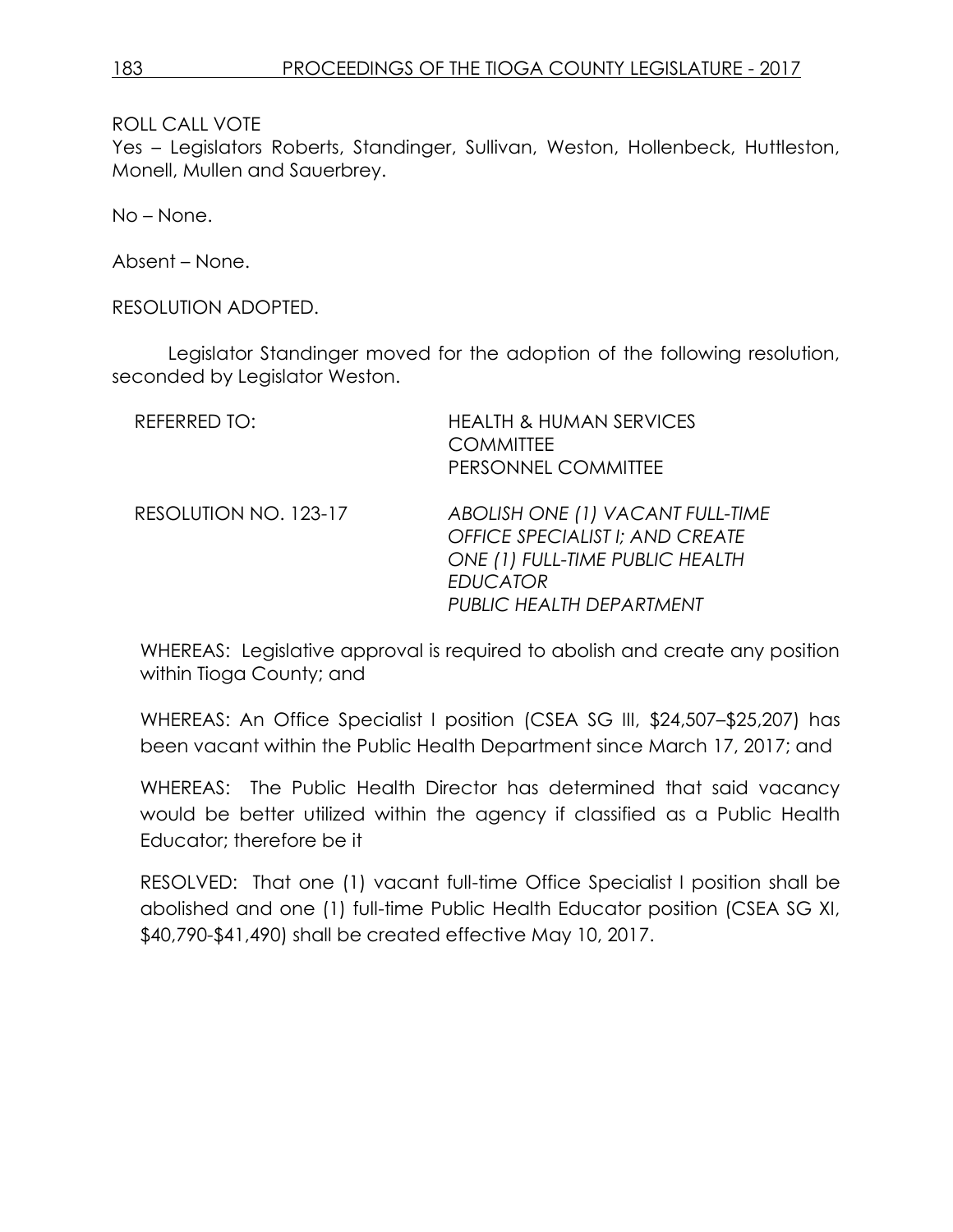ROLL CALL VOTE

Yes – Legislators Roberts, Standinger, Sullivan, Weston, Hollenbeck, Huttleston, Monell, Mullen and Sauerbrey.

No – None.

Absent – None.

RESOLUTION ADOPTED.

Legislator Standinger moved for the adoption of the following resolution, seconded by Legislator Weston.

REFERRED TO: HEALTH & HUMAN SERVICES COMMITTEE
PERSONNEL COMMITTEE

RESOLUTION NO. 123-17 *ABOLISH ONE (1) VACANT FULL-TIME OFFICE SPECIALIST I; AND CREATE ONE (1) FULL-TIME PUBLIC HEALTH EDUCATOR*
*PUBLIC HEALTH DEPARTMENT*

WHEREAS: Legislative approval is required to abolish and create any position within Tioga County; and

WHEREAS: An Office Specialist I position (CSEA SG III, $24,507–$25,207) has been vacant within the Public Health Department since March 17, 2017; and

WHEREAS: The Public Health Director has determined that said vacancy would be better utilized within the agency if classified as a Public Health Educator; therefore be it

RESOLVED: That one (1) vacant full-time Office Specialist I position shall be abolished and one (1) full-time Public Health Educator position (CSEA SG XI, $40,790-$41,490) shall be created effective May 10, 2017.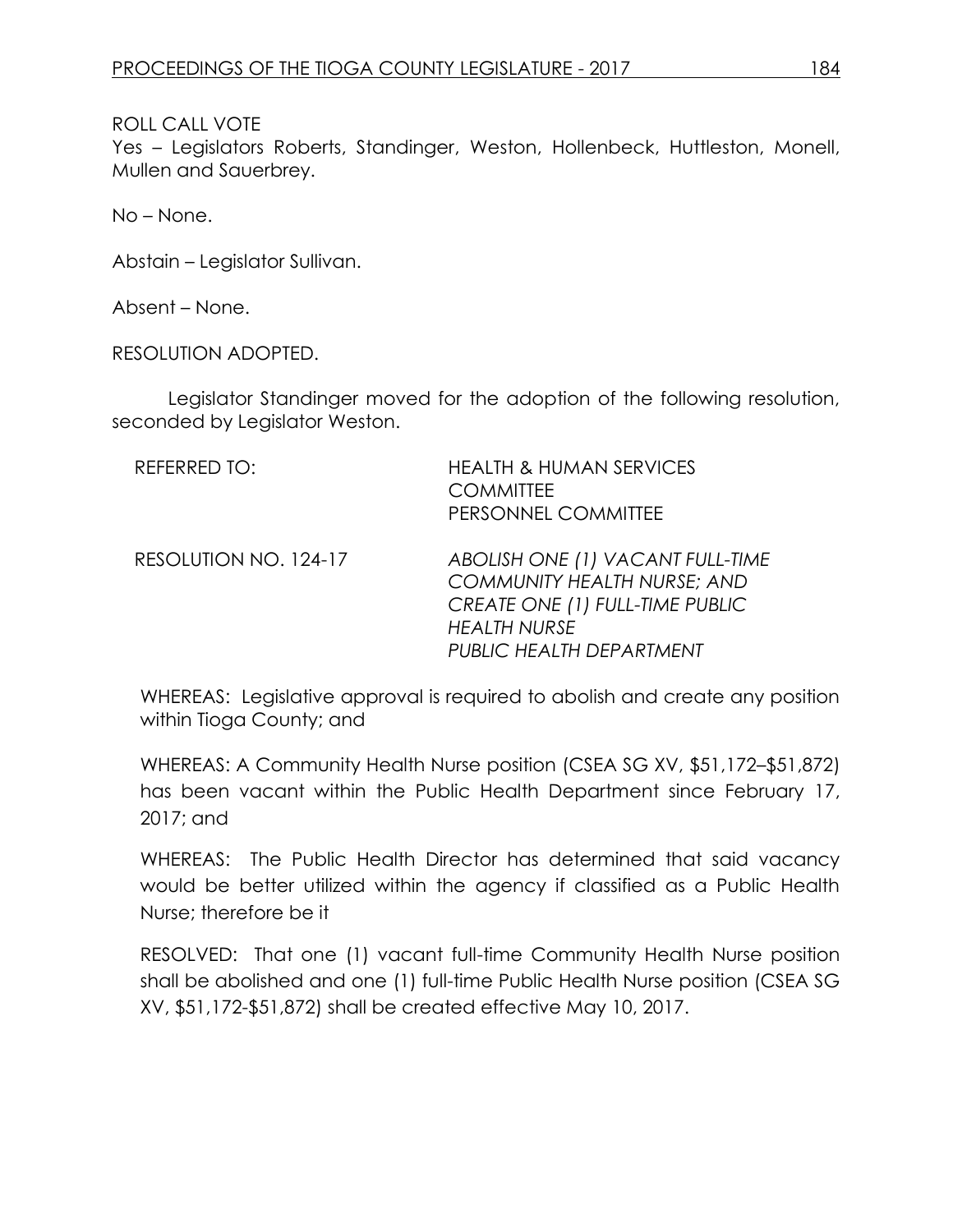ROLL CALL VOTE
Yes – Legislators Roberts, Standinger, Weston, Hollenbeck, Huttleston, Monell, Mullen and Sauerbrey.

No – None.

Abstain – Legislator Sullivan.

Absent – None.

RESOLUTION ADOPTED.

Legislator Standinger moved for the adoption of the following resolution, seconded by Legislator Weston.

| | |
|---|---|
| REFERRED TO: | HEALTH & HUMAN SERVICES COMMITTEE<br>PERSONNEL COMMITTEE |
| RESOLUTION NO. 124-17 | *ABOLISH ONE (1) VACANT FULL-TIME COMMUNITY HEALTH NURSE; AND CREATE ONE (1) FULL-TIME PUBLIC HEALTH NURSE*<br>*PUBLIC HEALTH DEPARTMENT* |

WHEREAS: Legislative approval is required to abolish and create any position within Tioga County; and

WHEREAS: A Community Health Nurse position (CSEA SG XV, $51,172–$51,872) has been vacant within the Public Health Department since February 17, 2017; and

WHEREAS: The Public Health Director has determined that said vacancy would be better utilized within the agency if classified as a Public Health Nurse; therefore be it

RESOLVED: That one (1) vacant full-time Community Health Nurse position shall be abolished and one (1) full-time Public Health Nurse position (CSEA SG XV, $51,172-$51,872) shall be created effective May 10, 2017.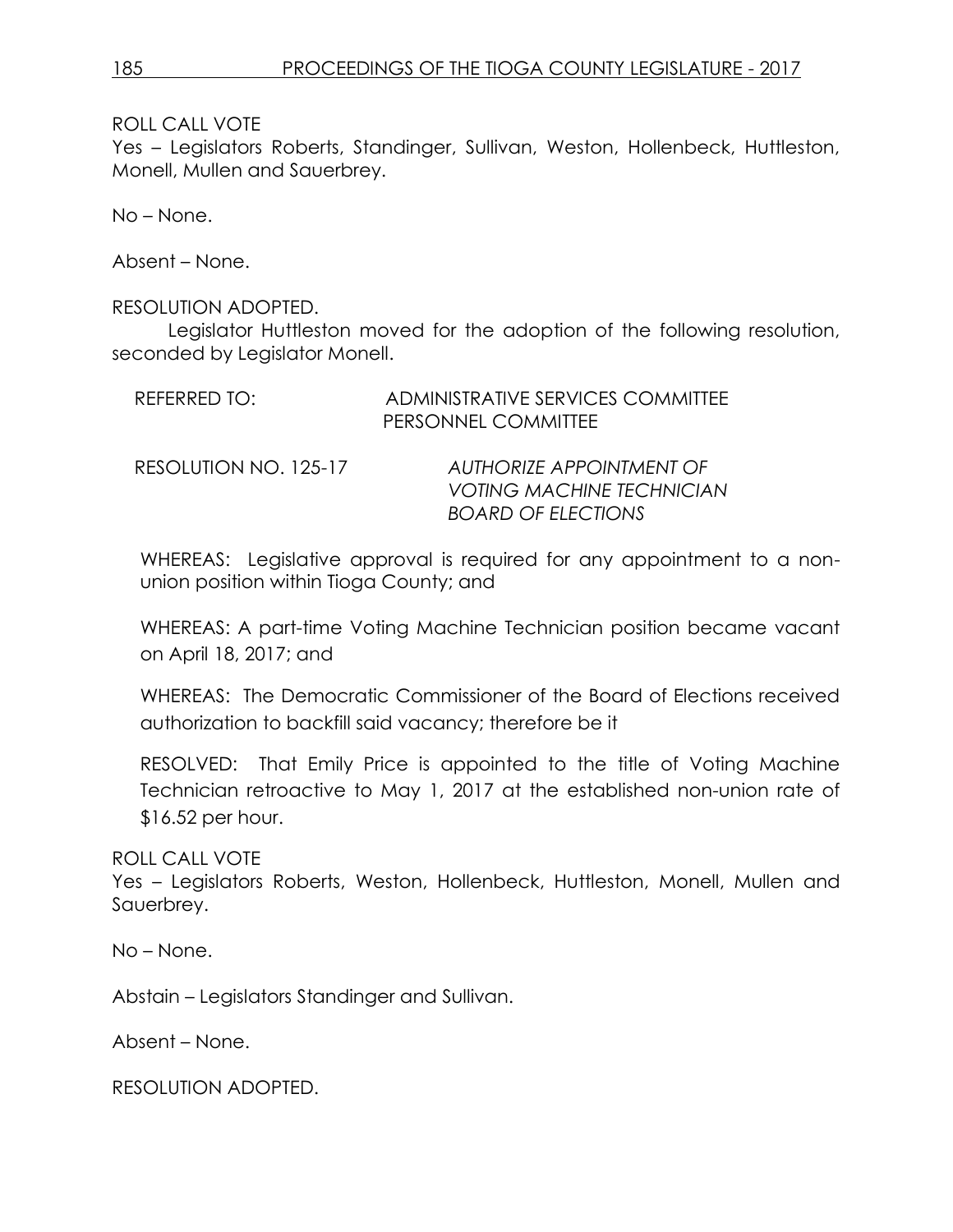ROLL CALL VOTE
Yes – Legislators Roberts, Standinger, Sullivan, Weston, Hollenbeck, Huttleston, Monell, Mullen and Sauerbrey.

No – None.

Absent – None.

RESOLUTION ADOPTED.

Legislator Huttleston moved for the adoption of the following resolution, seconded by Legislator Monell.

REFERRED TO: ADMINISTRATIVE SERVICES COMMITTEE
PERSONNEL COMMITTEE

RESOLUTION NO. 125-17 *AUTHORIZE APPOINTMENT OF VOTING MACHINE TECHNICIAN BOARD OF ELECTIONS*

WHEREAS: Legislative approval is required for any appointment to a non-union position within Tioga County; and

WHEREAS: A part-time Voting Machine Technician position became vacant on April 18, 2017; and

WHEREAS: The Democratic Commissioner of the Board of Elections received authorization to backfill said vacancy; therefore be it

RESOLVED: That Emily Price is appointed to the title of Voting Machine Technician retroactive to May 1, 2017 at the established non-union rate of $16.52 per hour.

ROLL CALL VOTE
Yes – Legislators Roberts, Weston, Hollenbeck, Huttleston, Monell, Mullen and Sauerbrey.

No – None.

Abstain – Legislators Standinger and Sullivan.

Absent – None.

RESOLUTION ADOPTED.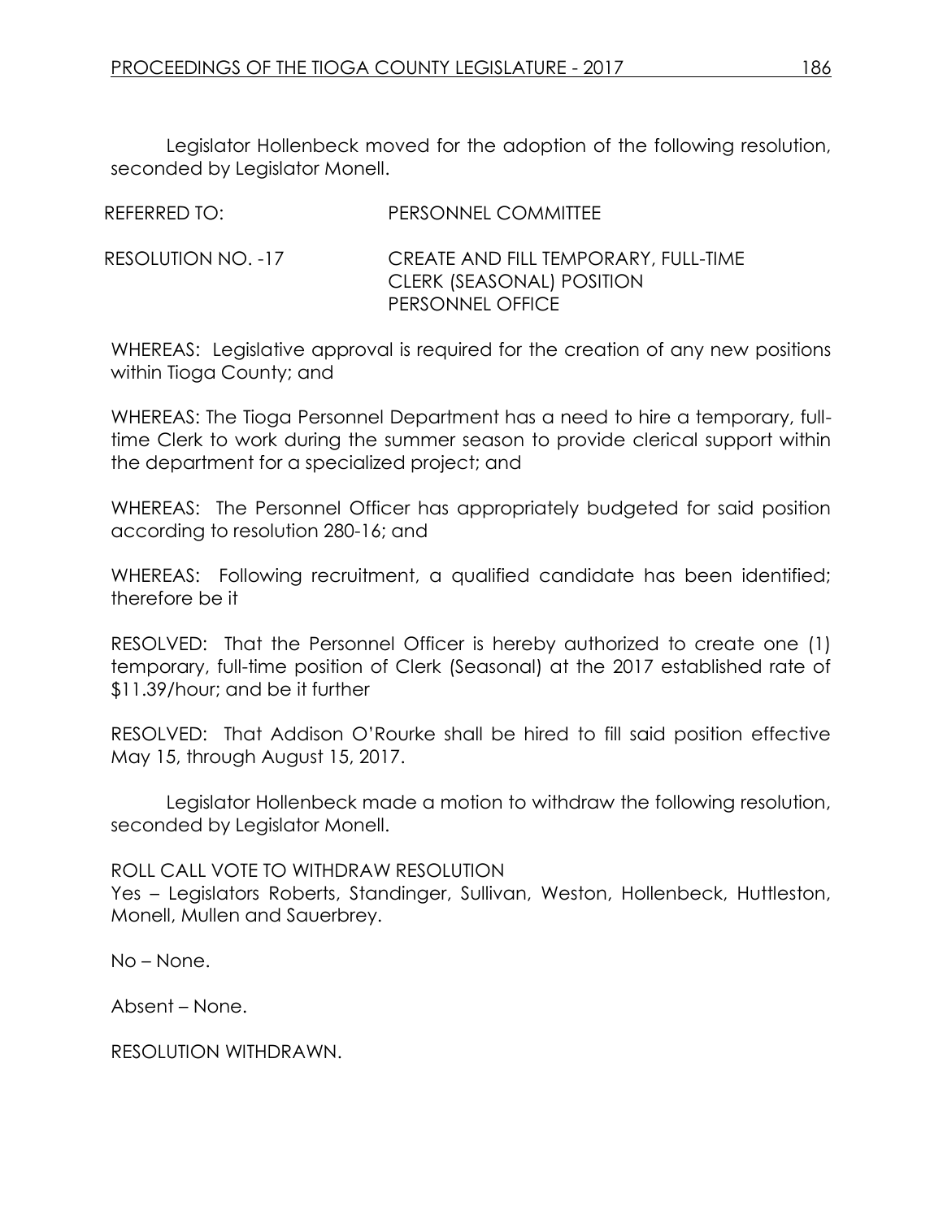Legislator Hollenbeck moved for the adoption of the following resolution, seconded by Legislator Monell.

REFERRED TO: PERSONNEL COMMITTEE

RESOLUTION NO. -17 CREATE AND FILL TEMPORARY, FULL-TIME CLERK (SEASONAL) POSITION PERSONNEL OFFICE

WHEREAS: Legislative approval is required for the creation of any new positions within Tioga County; and

WHEREAS: The Tioga Personnel Department has a need to hire a temporary, full-time Clerk to work during the summer season to provide clerical support within the department for a specialized project; and

WHEREAS: The Personnel Officer has appropriately budgeted for said position according to resolution 280-16; and

WHEREAS: Following recruitment, a qualified candidate has been identified; therefore be it

RESOLVED: That the Personnel Officer is hereby authorized to create one (1) temporary, full-time position of Clerk (Seasonal) at the 2017 established rate of $11.39/hour; and be it further

RESOLVED: That Addison O'Rourke shall be hired to fill said position effective May 15, through August 15, 2017.

Legislator Hollenbeck made a motion to withdraw the following resolution, seconded by Legislator Monell.

ROLL CALL VOTE TO WITHDRAW RESOLUTION
Yes – Legislators Roberts, Standinger, Sullivan, Weston, Hollenbeck, Huttleston, Monell, Mullen and Sauerbrey.

No – None.

Absent – None.

RESOLUTION WITHDRAWN.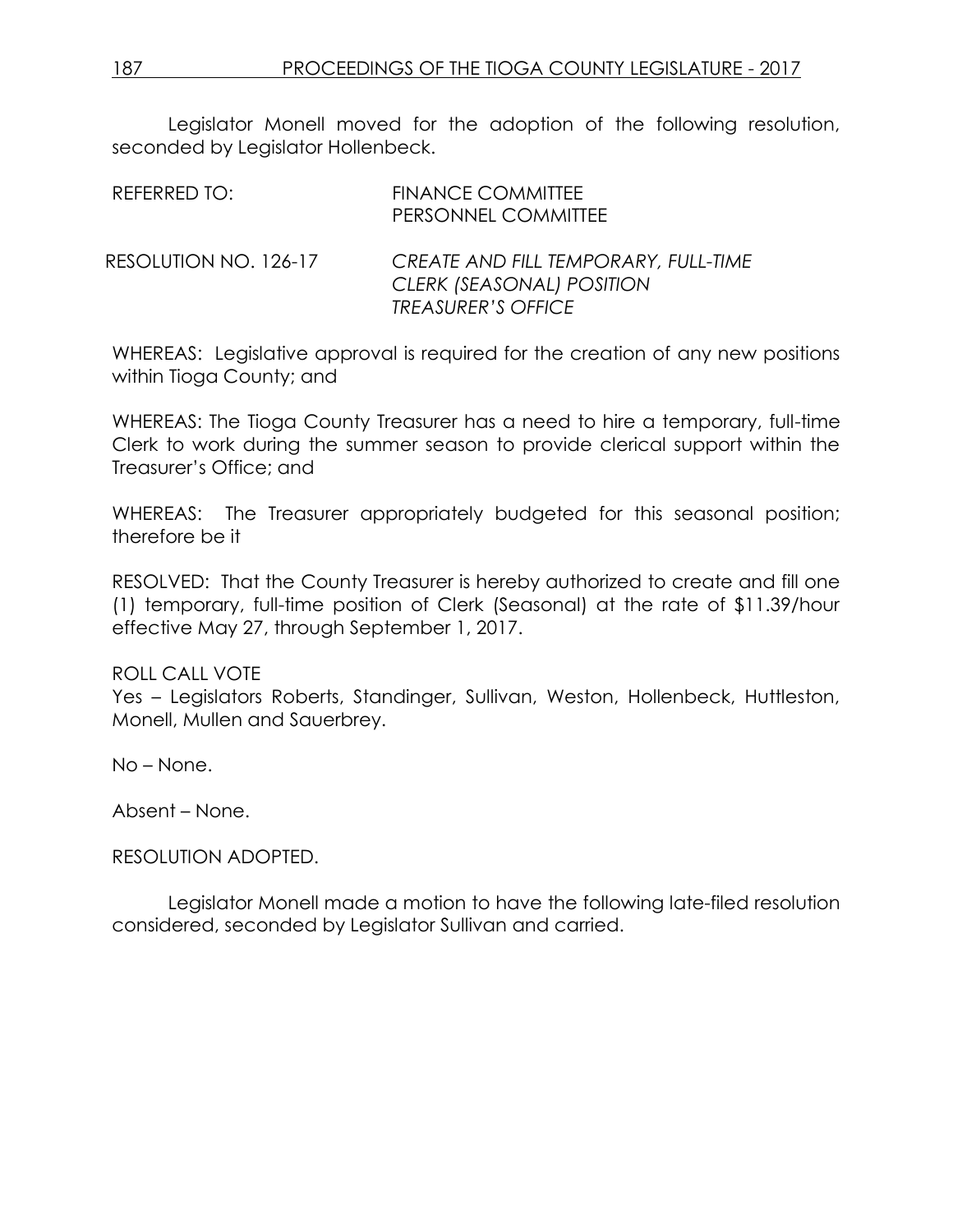Legislator Monell moved for the adoption of the following resolution, seconded by Legislator Hollenbeck.

REFERRED TO: FINANCE COMMITTEE
PERSONNEL COMMITTEE

RESOLUTION NO. 126-17 *CREATE AND FILL TEMPORARY, FULL-TIME CLERK (SEASONAL) POSITION TREASURER'S OFFICE*

WHEREAS: Legislative approval is required for the creation of any new positions within Tioga County; and

WHEREAS: The Tioga County Treasurer has a need to hire a temporary, full-time Clerk to work during the summer season to provide clerical support within the Treasurer's Office; and

WHEREAS: The Treasurer appropriately budgeted for this seasonal position; therefore be it

RESOLVED: That the County Treasurer is hereby authorized to create and fill one (1) temporary, full-time position of Clerk (Seasonal) at the rate of $11.39/hour effective May 27, through September 1, 2017.

ROLL CALL VOTE
Yes – Legislators Roberts, Standinger, Sullivan, Weston, Hollenbeck, Huttleston, Monell, Mullen and Sauerbrey.

No – None.

Absent – None.

RESOLUTION ADOPTED.

Legislator Monell made a motion to have the following late-filed resolution considered, seconded by Legislator Sullivan and carried.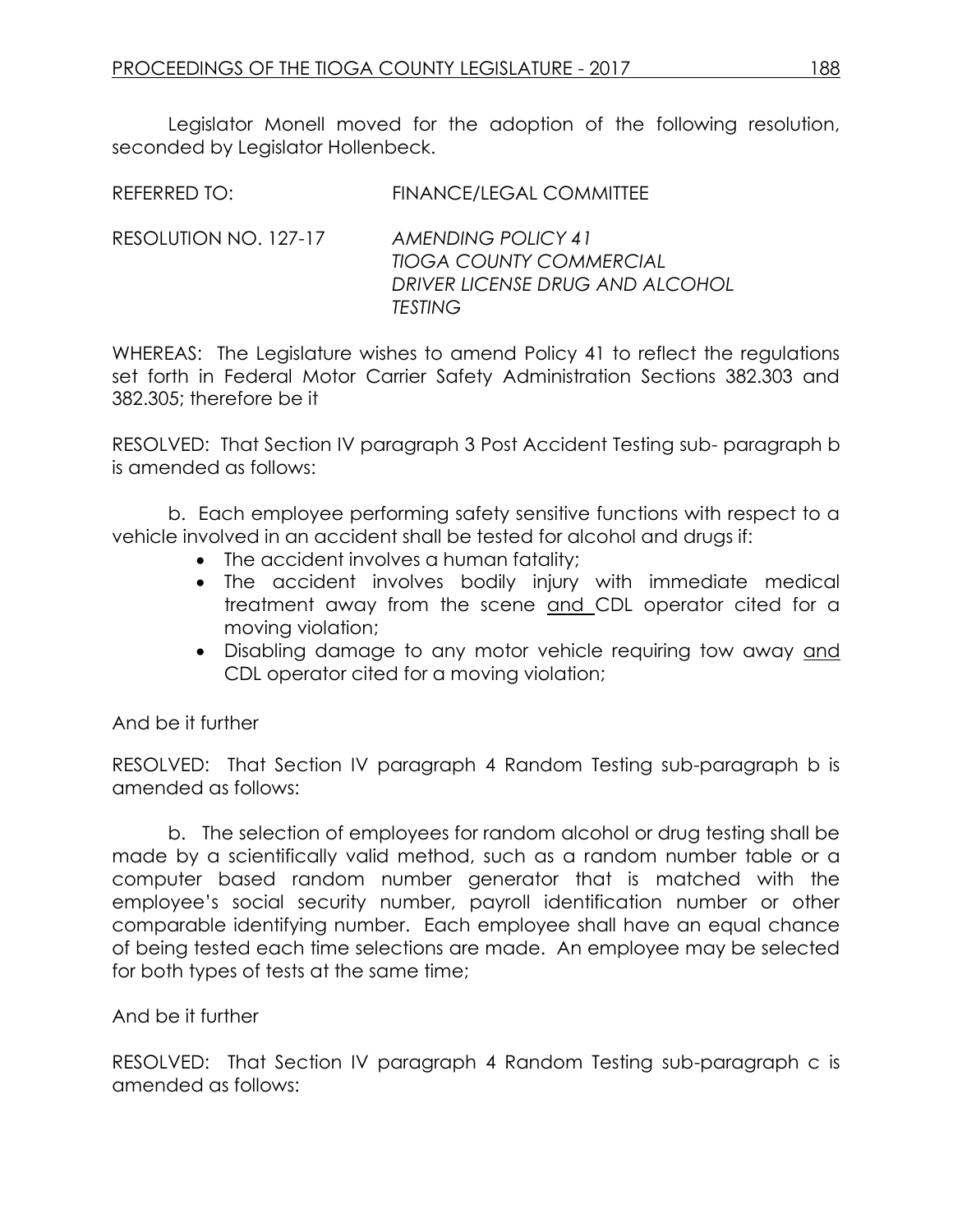Legislator Monell moved for the adoption of the following resolution, seconded by Legislator Hollenbeck.

REFERRED TO: FINANCE/LEGAL COMMITTEE

RESOLUTION NO. 127-17 *AMENDING POLICY 41 TIOGA COUNTY COMMERCIAL DRIVER LICENSE DRUG AND ALCOHOL TESTING*

WHEREAS: The Legislature wishes to amend Policy 41 to reflect the regulations set forth in Federal Motor Carrier Safety Administration Sections 382.303 and 382.305; therefore be it

RESOLVED: That Section IV paragraph 3 Post Accident Testing sub- paragraph b is amended as follows:

b. Each employee performing safety sensitive functions with respect to a vehicle involved in an accident shall be tested for alcohol and drugs if:

- The accident involves a human fatality;
- The accident involves bodily injury with immediate medical treatment away from the scene <u>and</u> CDL operator cited for a moving violation;
- Disabling damage to any motor vehicle requiring tow away <u>and</u> CDL operator cited for a moving violation;

And be it further

RESOLVED: That Section IV paragraph 4 Random Testing sub-paragraph b is amended as follows:

b. The selection of employees for random alcohol or drug testing shall be made by a scientifically valid method, such as a random number table or a computer based random number generator that is matched with the employee's social security number, payroll identification number or other comparable identifying number. Each employee shall have an equal chance of being tested each time selections are made. An employee may be selected for both types of tests at the same time;

And be it further

RESOLVED: That Section IV paragraph 4 Random Testing sub-paragraph c is amended as follows: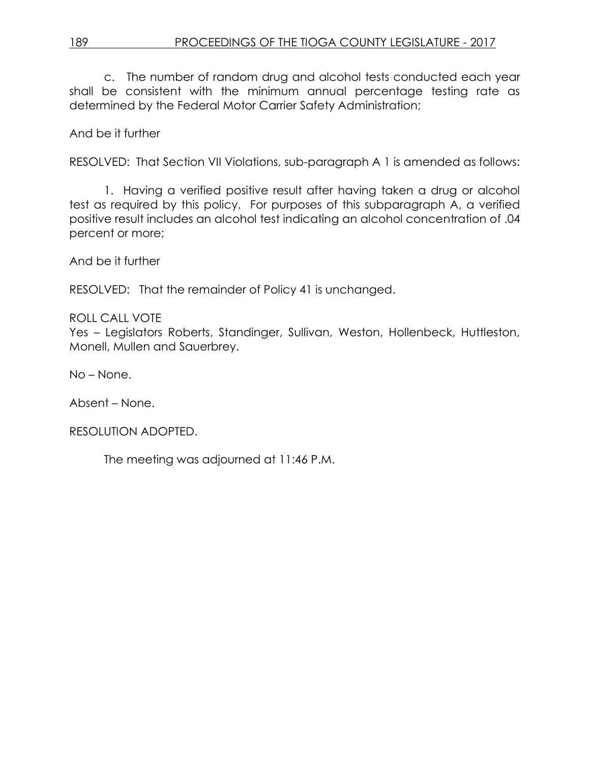c. The number of random drug and alcohol tests conducted each year shall be consistent with the minimum annual percentage testing rate as determined by the Federal Motor Carrier Safety Administration;

And be it further

RESOLVED: That Section VII Violations, sub-paragraph A 1 is amended as follows:

1. Having a verified positive result after having taken a drug or alcohol test as required by this policy. For purposes of this subparagraph A, a verified positive result includes an alcohol test indicating an alcohol concentration of .04 percent or more;

And be it further

RESOLVED: That the remainder of Policy 41 is unchanged.

ROLL CALL VOTE
Yes – Legislators Roberts, Standinger, Sullivan, Weston, Hollenbeck, Huttleston, Monell, Mullen and Sauerbrey.

No – None.

Absent – None.

RESOLUTION ADOPTED.

The meeting was adjourned at 11:46 P.M.